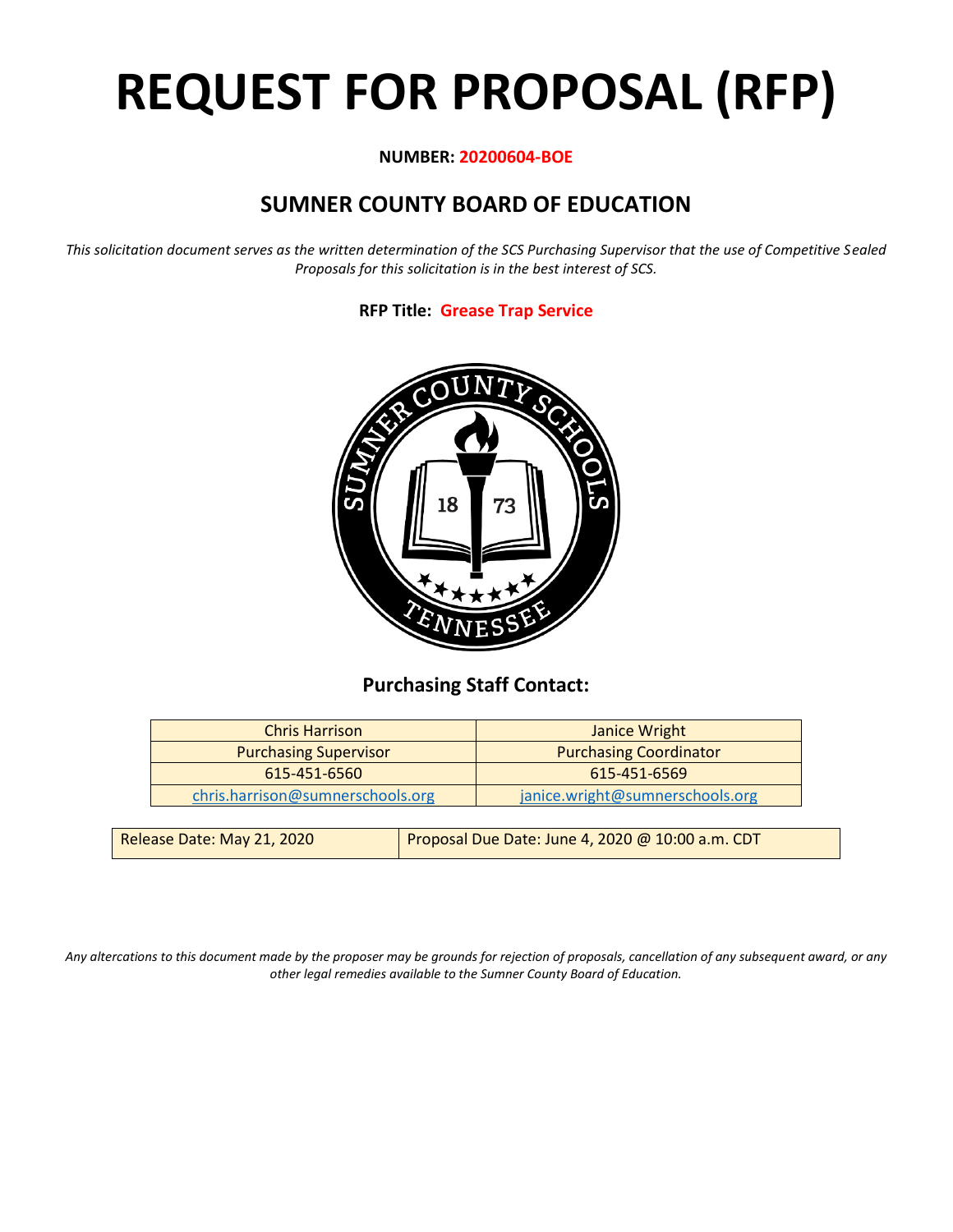# REQUEST FOR PROPOSAL (RFP)

**NUMBER: 20200604-BOE**

## SUMNER COUNTY BOARD OF EDUCATION

*This solicitation document serves as the written determination of the SCS Purchasing Supervisor that the use of Competitive Sealed Proposals for this solicitation is in the best interest of SCS.*

**RFP Title: Grease Trap Service**

### Purchasing Staff Contact:

| Chris Harrison | Janice Wright |
|---|---|
| Purchasing Supervisor | Purchasing Coordinator |
| 615-451-6560 | 615-451-6569 |
| chris.harrison@sumnerschools.org | janice.wright@sumnerschools.org |

| Release Date: May 21, 2020 | Proposal Due Date: June 4, 2020 @ 10:00 a.m. CDT |
|---|---|

*Any altercations to this document made by the proposer may be grounds for rejection of proposals, cancellation of any subsequent award, or any other legal remedies available to the Sumner County Board of Education.*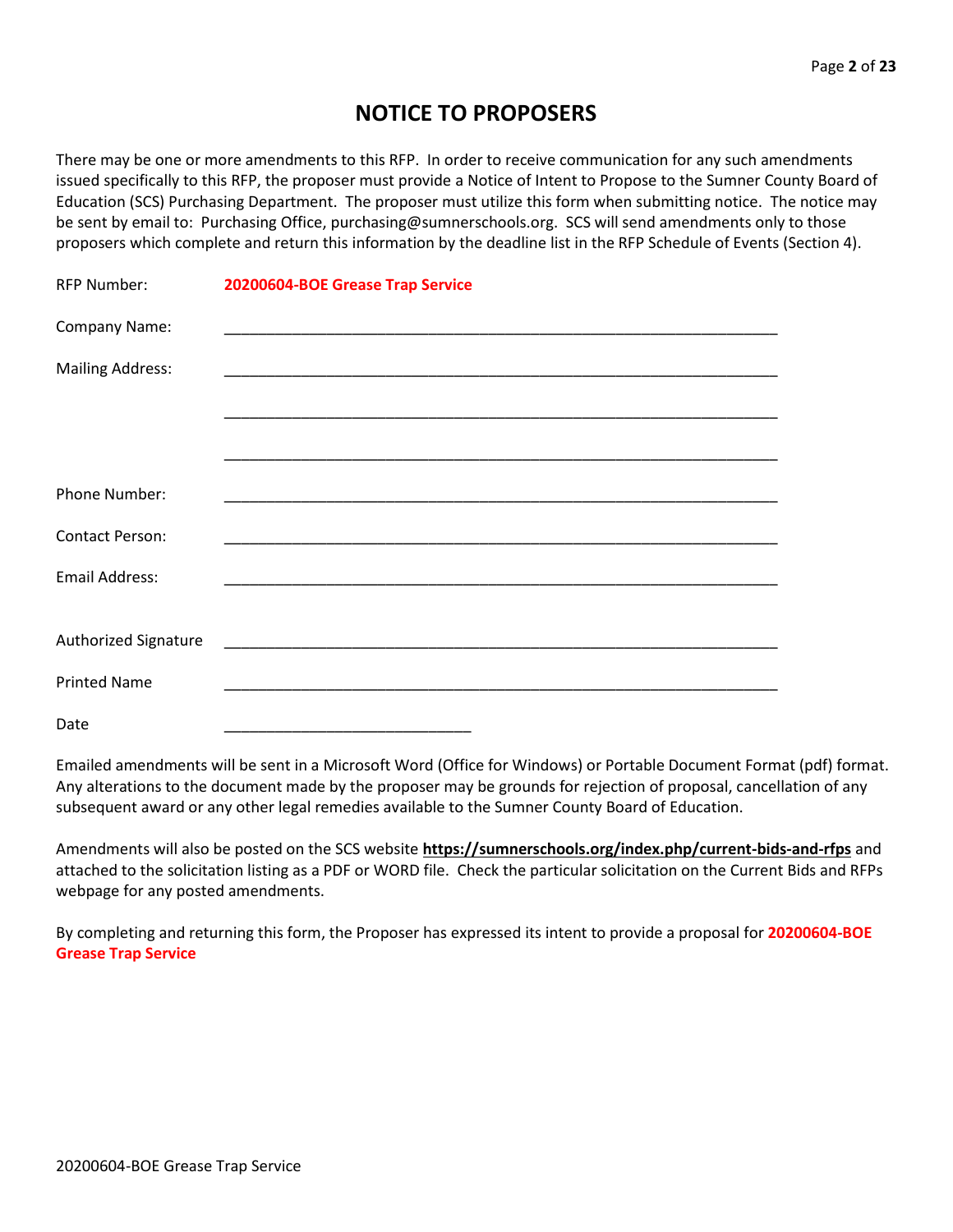# NOTICE TO PROPOSERS

There may be one or more amendments to this RFP. In order to receive communication for any such amendments issued specifically to this RFP, the proposer must provide a Notice of Intent to Propose to the Sumner County Board of Education (SCS) Purchasing Department. The proposer must utilize this form when submitting notice. The notice may be sent by email to: Purchasing Office, purchasing@sumnerschools.org. SCS will send amendments only to those proposers which complete and return this information by the deadline list in the RFP Schedule of Events (Section 4).

RFP Number: **20200604-BOE Grease Trap Service**

Company Name: ____________________________________________________________

Mailing Address: ____________________________________________________________

____________________________________________________________

____________________________________________________________

Phone Number: ____________________________________________________________

Contact Person: ____________________________________________________________

Email Address: ____________________________________________________________

Authorized Signature ____________________________________________________________

Printed Name ____________________________________________________________

Date ____________________________

Emailed amendments will be sent in a Microsoft Word (Office for Windows) or Portable Document Format (pdf) format. Any alterations to the document made by the proposer may be grounds for rejection of proposal, cancellation of any subsequent award or any other legal remedies available to the Sumner County Board of Education.

Amendments will also be posted on the SCS website **https://sumnerschools.org/index.php/current-bids-and-rfps** and attached to the solicitation listing as a PDF or WORD file. Check the particular solicitation on the Current Bids and RFPs webpage for any posted amendments.

By completing and returning this form, the Proposer has expressed its intent to provide a proposal for **20200604-BOE Grease Trap Service**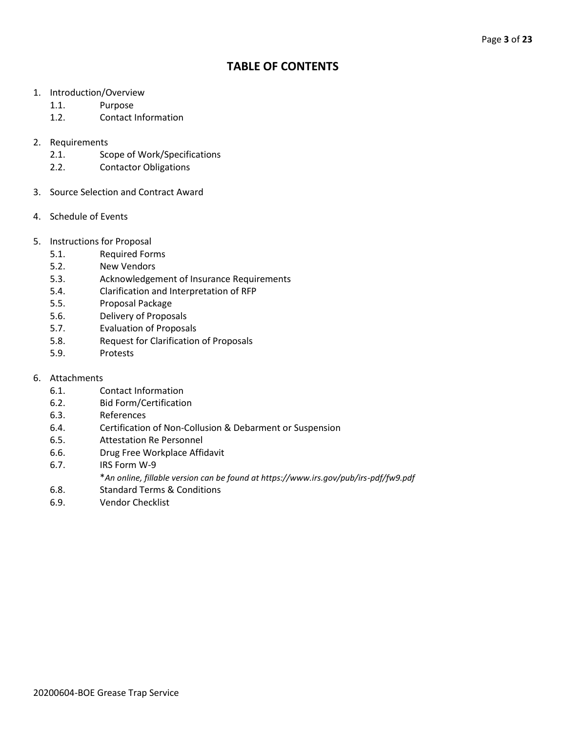# TABLE OF CONTENTS

1. Introduction/Overview
   - 1.1. Purpose
   - 1.2. Contact Information

2. Requirements
   - 2.1. Scope of Work/Specifications
   - 2.2. Contactor Obligations

3. Source Selection and Contract Award

4. Schedule of Events

5. Instructions for Proposal
   - 5.1. Required Forms
   - 5.2. New Vendors
   - 5.3. Acknowledgement of Insurance Requirements
   - 5.4. Clarification and Interpretation of RFP
   - 5.5. Proposal Package
   - 5.6. Delivery of Proposals
   - 5.7. Evaluation of Proposals
   - 5.8. Request for Clarification of Proposals
   - 5.9. Protests

6. Attachments
   - 6.1. Contact Information
   - 6.2. Bid Form/Certification
   - 6.3. References
   - 6.4. Certification of Non-Collusion & Debarment or Suspension
   - 6.5. Attestation Re Personnel
   - 6.6. Drug Free Workplace Affidavit
   - 6.7. IRS Form W-9
     
     **An online, fillable version can be found at https://www.irs.gov/pub/irs-pdf/fw9.pdf*
   - 6.8. Standard Terms & Conditions
   - 6.9. Vendor Checklist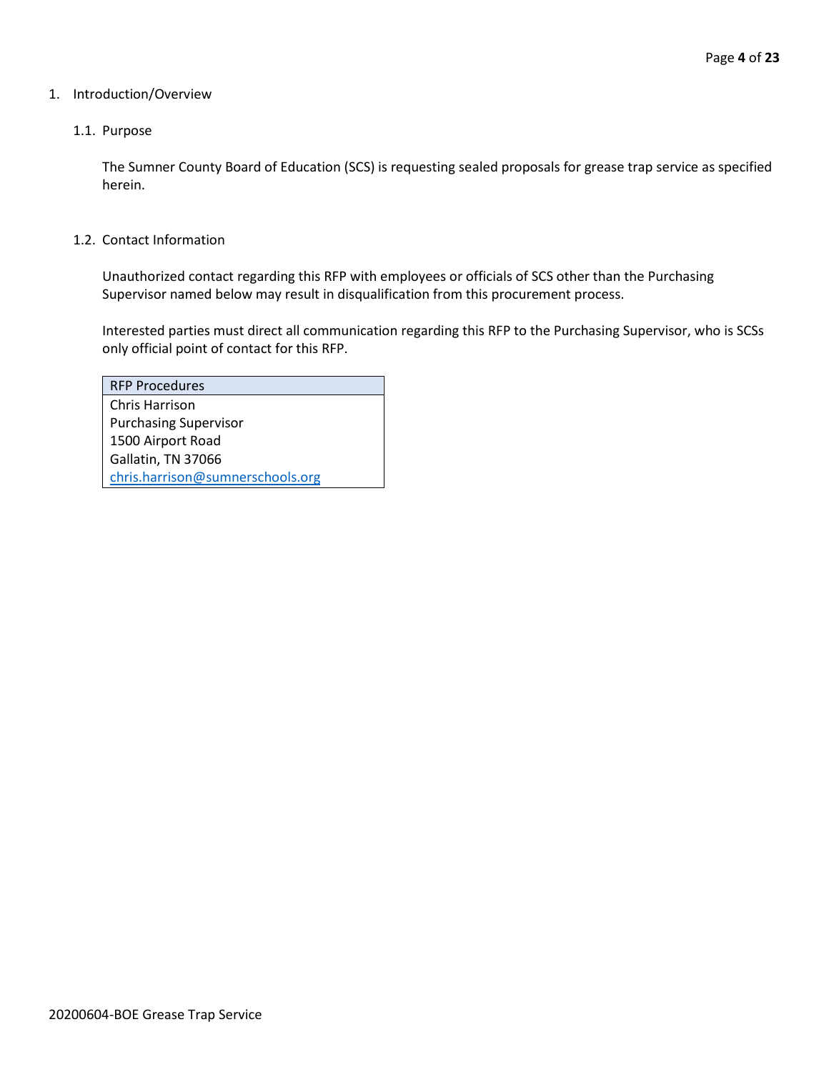# 1. Introduction/Overview

## 1.1. Purpose

The Sumner County Board of Education (SCS) is requesting sealed proposals for grease trap service as specified herein.

## 1.2. Contact Information

Unauthorized contact regarding this RFP with employees or officials of SCS other than the Purchasing Supervisor named below may result in disqualification from this procurement process.

Interested parties must direct all communication regarding this RFP to the Purchasing Supervisor, who is SCSs only official point of contact for this RFP.

| RFP Procedures |
| --- |
| Chris Harrison<br>Purchasing Supervisor<br>1500 Airport Road<br>Gallatin, TN 37066<br>chris.harrison@sumnerschools.org |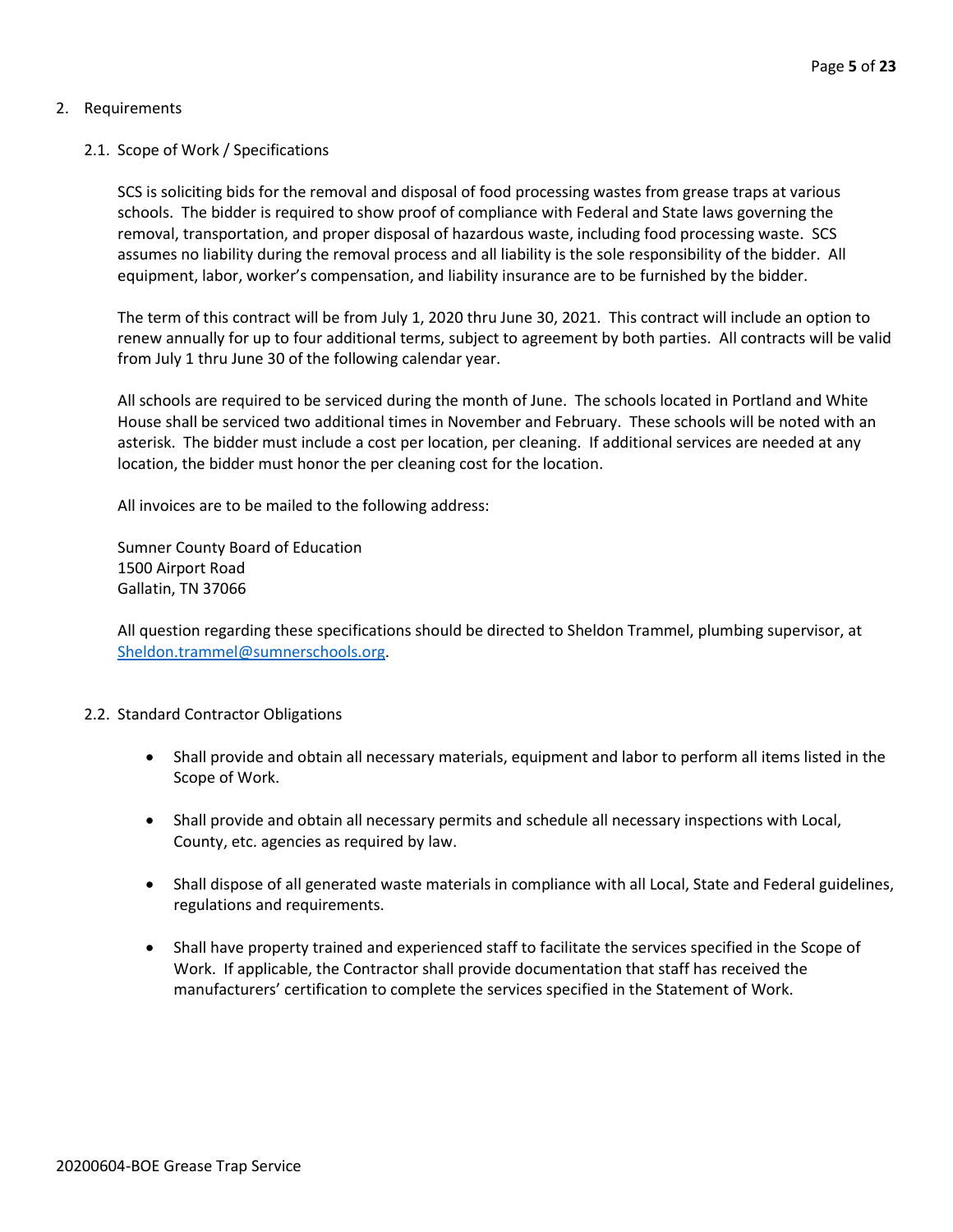## 2. Requirements

### 2.1. Scope of Work / Specifications

SCS is soliciting bids for the removal and disposal of food processing wastes from grease traps at various schools. The bidder is required to show proof of compliance with Federal and State laws governing the removal, transportation, and proper disposal of hazardous waste, including food processing waste. SCS assumes no liability during the removal process and all liability is the sole responsibility of the bidder. All equipment, labor, worker's compensation, and liability insurance are to be furnished by the bidder.

The term of this contract will be from July 1, 2020 thru June 30, 2021. This contract will include an option to renew annually for up to four additional terms, subject to agreement by both parties. All contracts will be valid from July 1 thru June 30 of the following calendar year.

All schools are required to be serviced during the month of June. The schools located in Portland and White House shall be serviced two additional times in November and February. These schools will be noted with an asterisk. The bidder must include a cost per location, per cleaning. If additional services are needed at any location, the bidder must honor the per cleaning cost for the location.

All invoices are to be mailed to the following address:

Sumner County Board of Education
1500 Airport Road
Gallatin, TN 37066

All question regarding these specifications should be directed to Sheldon Trammel, plumbing supervisor, at [Sheldon.trammel@sumnerschools.org](mailto:Sheldon.trammel@sumnerschools.org).

### 2.2. Standard Contractor Obligations

- Shall provide and obtain all necessary materials, equipment and labor to perform all items listed in the Scope of Work.
- Shall provide and obtain all necessary permits and schedule all necessary inspections with Local, County, etc. agencies as required by law.
- Shall dispose of all generated waste materials in compliance with all Local, State and Federal guidelines, regulations and requirements.
- Shall have property trained and experienced staff to facilitate the services specified in the Scope of Work. If applicable, the Contractor shall provide documentation that staff has received the manufacturers' certification to complete the services specified in the Statement of Work.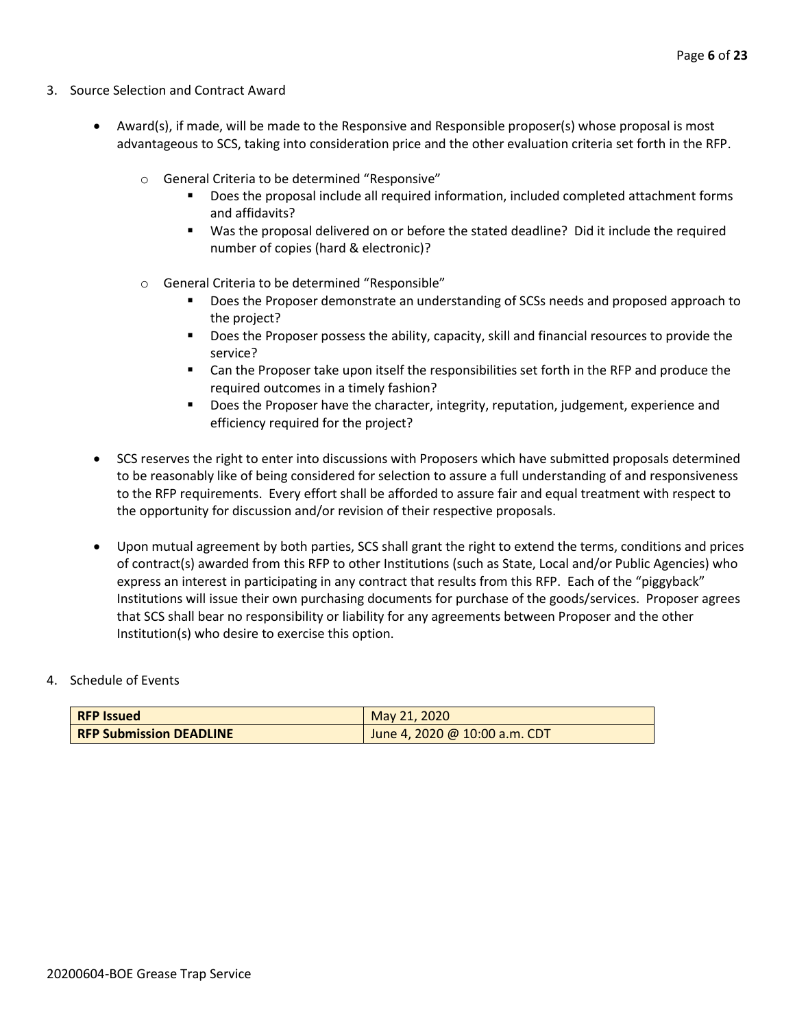3. Source Selection and Contract Award

   - Award(s), if made, will be made to the Responsive and Responsible proposer(s) whose proposal is most advantageous to SCS, taking into consideration price and the other evaluation criteria set forth in the RFP.

     - General Criteria to be determined "Responsive"
       - Does the proposal include all required information, included completed attachment forms and affidavits?
       - Was the proposal delivered on or before the stated deadline? Did it include the required number of copies (hard & electronic)?

     - General Criteria to be determined "Responsible"
       - Does the Proposer demonstrate an understanding of SCSs needs and proposed approach to the project?
       - Does the Proposer possess the ability, capacity, skill and financial resources to provide the service?
       - Can the Proposer take upon itself the responsibilities set forth in the RFP and produce the required outcomes in a timely fashion?
       - Does the Proposer have the character, integrity, reputation, judgement, experience and efficiency required for the project?

   - SCS reserves the right to enter into discussions with Proposers which have submitted proposals determined to be reasonably like of being considered for selection to assure a full understanding of and responsiveness to the RFP requirements. Every effort shall be afforded to assure fair and equal treatment with respect to the opportunity for discussion and/or revision of their respective proposals.

   - Upon mutual agreement by both parties, SCS shall grant the right to extend the terms, conditions and prices of contract(s) awarded from this RFP to other Institutions (such as State, Local and/or Public Agencies) who express an interest in participating in any contract that results from this RFP. Each of the "piggyback" Institutions will issue their own purchasing documents for purchase of the goods/services. Proposer agrees that SCS shall bear no responsibility or liability for any agreements between Proposer and the other Institution(s) who desire to exercise this option.

4. Schedule of Events

| **RFP Issued** | May 21, 2020 |
|---|---|
| **RFP Submission DEADLINE** | June 4, 2020 @ 10:00 a.m. CDT |

20200604-BOE Grease Trap Service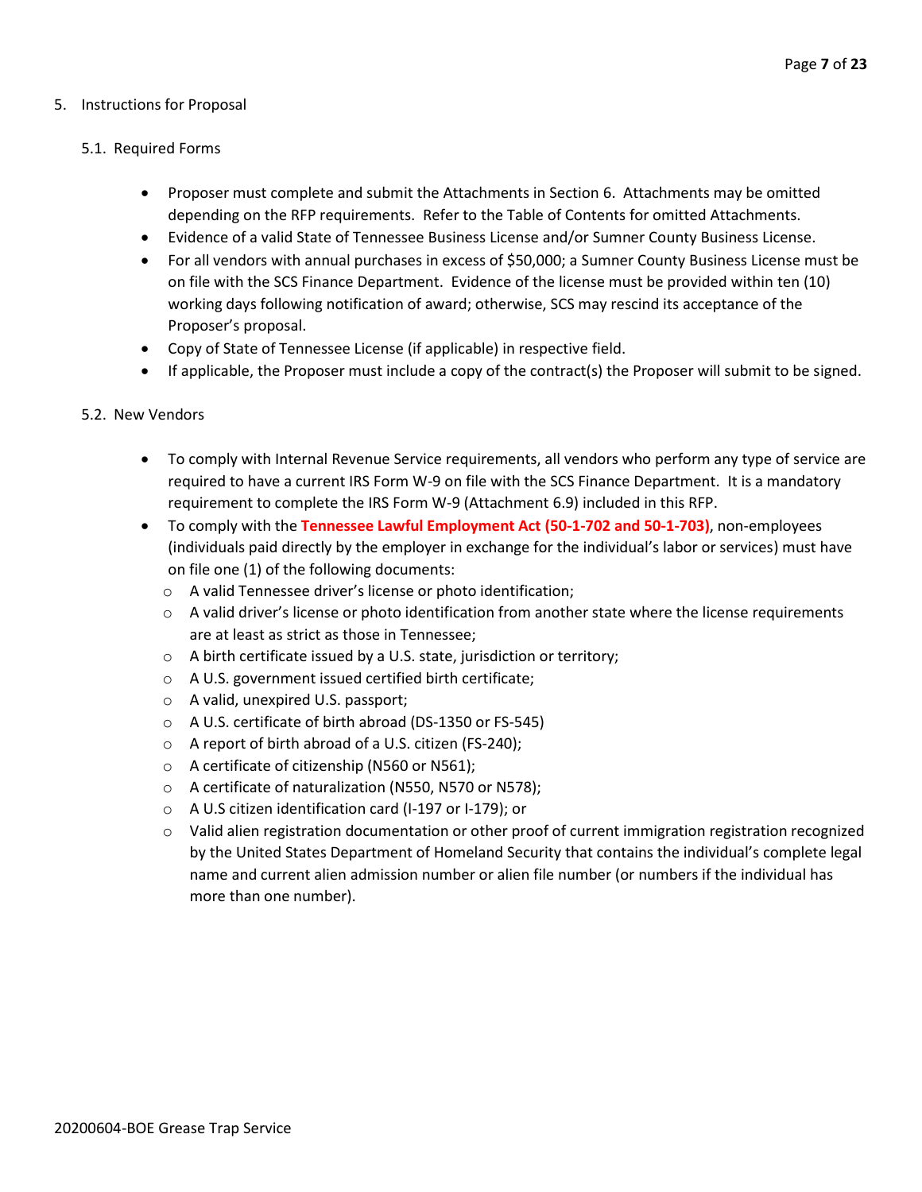5. Instructions for Proposal

   5.1. Required Forms

   - Proposer must complete and submit the Attachments in Section 6. Attachments may be omitted depending on the RFP requirements. Refer to the Table of Contents for omitted Attachments.
   - Evidence of a valid State of Tennessee Business License and/or Sumner County Business License.
   - For all vendors with annual purchases in excess of $50,000; a Sumner County Business License must be on file with the SCS Finance Department. Evidence of the license must be provided within ten (10) working days following notification of award; otherwise, SCS may rescind its acceptance of the Proposer's proposal.
   - Copy of State of Tennessee License (if applicable) in respective field.
   - If applicable, the Proposer must include a copy of the contract(s) the Proposer will submit to be signed.

   5.2. New Vendors

   - To comply with Internal Revenue Service requirements, all vendors who perform any type of service are required to have a current IRS Form W-9 on file with the SCS Finance Department. It is a mandatory requirement to complete the IRS Form W-9 (Attachment 6.9) included in this RFP.
   - To comply with the **Tennessee Lawful Employment Act (50-1-702 and 50-1-703)**, non-employees (individuals paid directly by the employer in exchange for the individual's labor or services) must have on file one (1) of the following documents:
     - A valid Tennessee driver's license or photo identification;
     - A valid driver's license or photo identification from another state where the license requirements are at least as strict as those in Tennessee;
     - A birth certificate issued by a U.S. state, jurisdiction or territory;
     - A U.S. government issued certified birth certificate;
     - A valid, unexpired U.S. passport;
     - A U.S. certificate of birth abroad (DS-1350 or FS-545)
     - A report of birth abroad of a U.S. citizen (FS-240);
     - A certificate of citizenship (N560 or N561);
     - A certificate of naturalization (N550, N570 or N578);
     - A U.S citizen identification card (I-197 or I-179); or
     - Valid alien registration documentation or other proof of current immigration registration recognized by the United States Department of Homeland Security that contains the individual's complete legal name and current alien admission number or alien file number (or numbers if the individual has more than one number).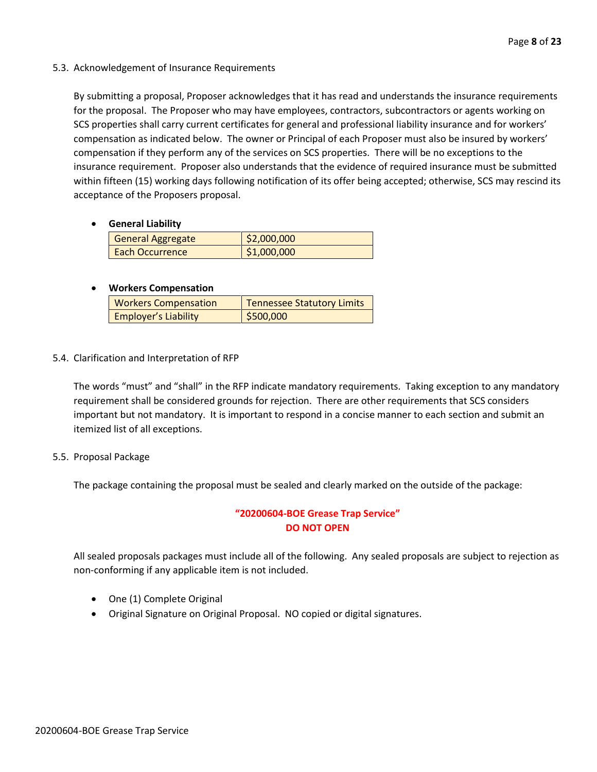### 5.3. Acknowledgement of Insurance Requirements

By submitting a proposal, Proposer acknowledges that it has read and understands the insurance requirements for the proposal. The Proposer who may have employees, contractors, subcontractors or agents working on SCS properties shall carry current certificates for general and professional liability insurance and for workers' compensation as indicated below. The owner or Principal of each Proposer must also be insured by workers' compensation if they perform any of the services on SCS properties. There will be no exceptions to the insurance requirement. Proposer also understands that the evidence of required insurance must be submitted within fifteen (15) working days following notification of its offer being accepted; otherwise, SCS may rescind its acceptance of the Proposers proposal.

- **General Liability**

| | |
|---|---|
| General Aggregate | $2,000,000 |
| Each Occurrence | $1,000,000 |

- **Workers Compensation**

| | |
|---|---|
| Workers Compensation | Tennessee Statutory Limits |
| Employer's Liability | $500,000 |

### 5.4. Clarification and Interpretation of RFP

The words "must" and "shall" in the RFP indicate mandatory requirements. Taking exception to any mandatory requirement shall be considered grounds for rejection. There are other requirements that SCS considers important but not mandatory. It is important to respond in a concise manner to each section and submit an itemized list of all exceptions.

### 5.5. Proposal Package

The package containing the proposal must be sealed and clearly marked on the outside of the package:

**"20200604-BOE Grease Trap Service"**
**DO NOT OPEN**

All sealed proposals packages must include all of the following. Any sealed proposals are subject to rejection as non-conforming if any applicable item is not included.

- One (1) Complete Original
- Original Signature on Original Proposal. NO copied or digital signatures.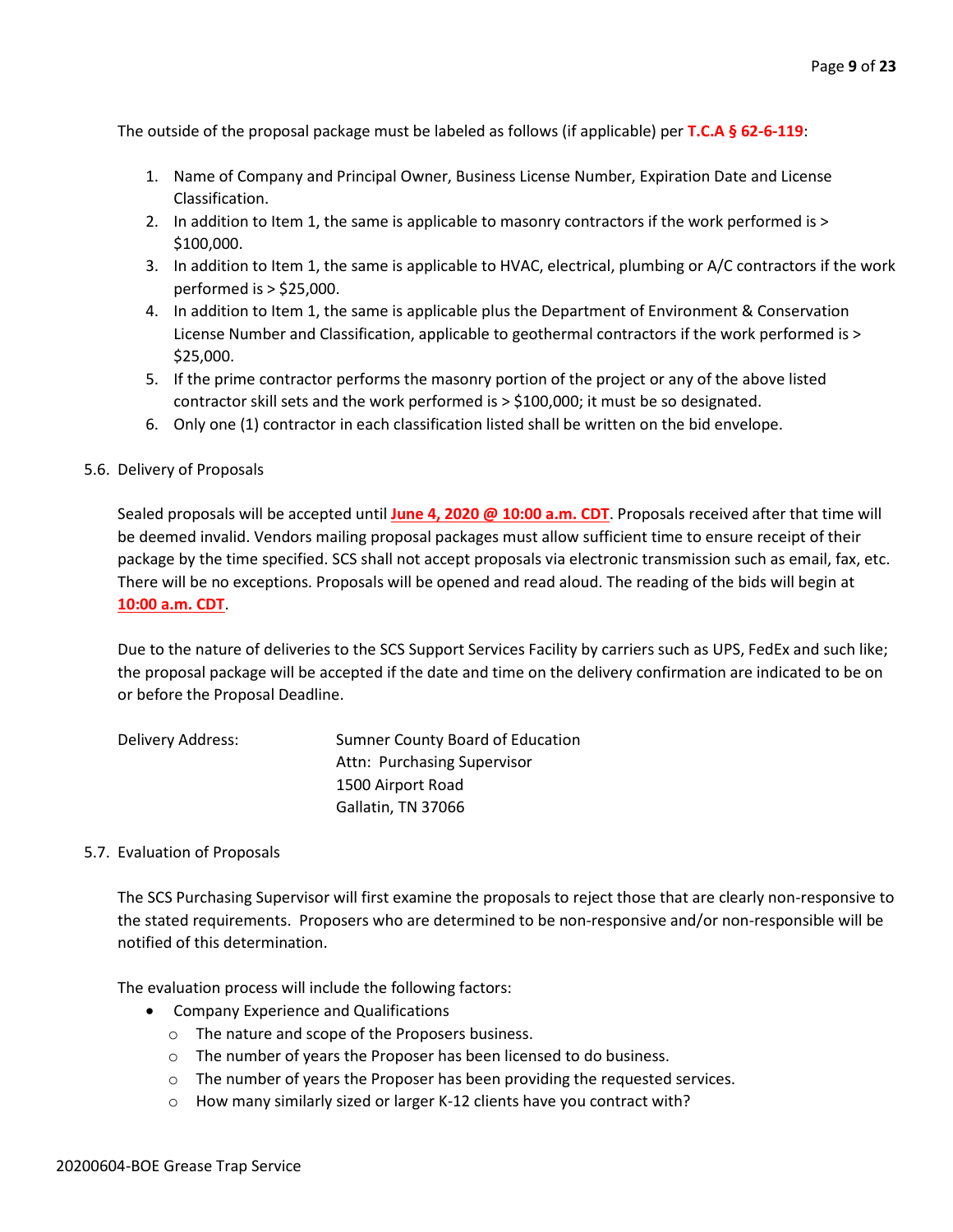The outside of the proposal package must be labeled as follows (if applicable) per **T.C.A § 62-6-119**:

1. Name of Company and Principal Owner, Business License Number, Expiration Date and License Classification.
2. In addition to Item 1, the same is applicable to masonry contractors if the work performed is > $100,000.
3. In addition to Item 1, the same is applicable to HVAC, electrical, plumbing or A/C contractors if the work performed is > $25,000.
4. In addition to Item 1, the same is applicable plus the Department of Environment & Conservation License Number and Classification, applicable to geothermal contractors if the work performed is > $25,000.
5. If the prime contractor performs the masonry portion of the project or any of the above listed contractor skill sets and the work performed is > $100,000; it must be so designated.
6. Only one (1) contractor in each classification listed shall be written on the bid envelope.

5.6. Delivery of Proposals

Sealed proposals will be accepted until **June 4, 2020 @ 10:00 a.m. CDT**. Proposals received after that time will be deemed invalid. Vendors mailing proposal packages must allow sufficient time to ensure receipt of their package by the time specified. SCS shall not accept proposals via electronic transmission such as email, fax, etc. There will be no exceptions. Proposals will be opened and read aloud. The reading of the bids will begin at **10:00 a.m. CDT**.

Due to the nature of deliveries to the SCS Support Services Facility by carriers such as UPS, FedEx and such like; the proposal package will be accepted if the date and time on the delivery confirmation are indicated to be on or before the Proposal Deadline.

Delivery Address:

Sumner County Board of Education
Attn: Purchasing Supervisor
1500 Airport Road
Gallatin, TN 37066

5.7. Evaluation of Proposals

The SCS Purchasing Supervisor will first examine the proposals to reject those that are clearly non-responsive to the stated requirements. Proposers who are determined to be non-responsive and/or non-responsible will be notified of this determination.

The evaluation process will include the following factors:

- Company Experience and Qualifications
  - The nature and scope of the Proposers business.
  - The number of years the Proposer has been licensed to do business.
  - The number of years the Proposer has been providing the requested services.
  - How many similarly sized or larger K-12 clients have you contract with?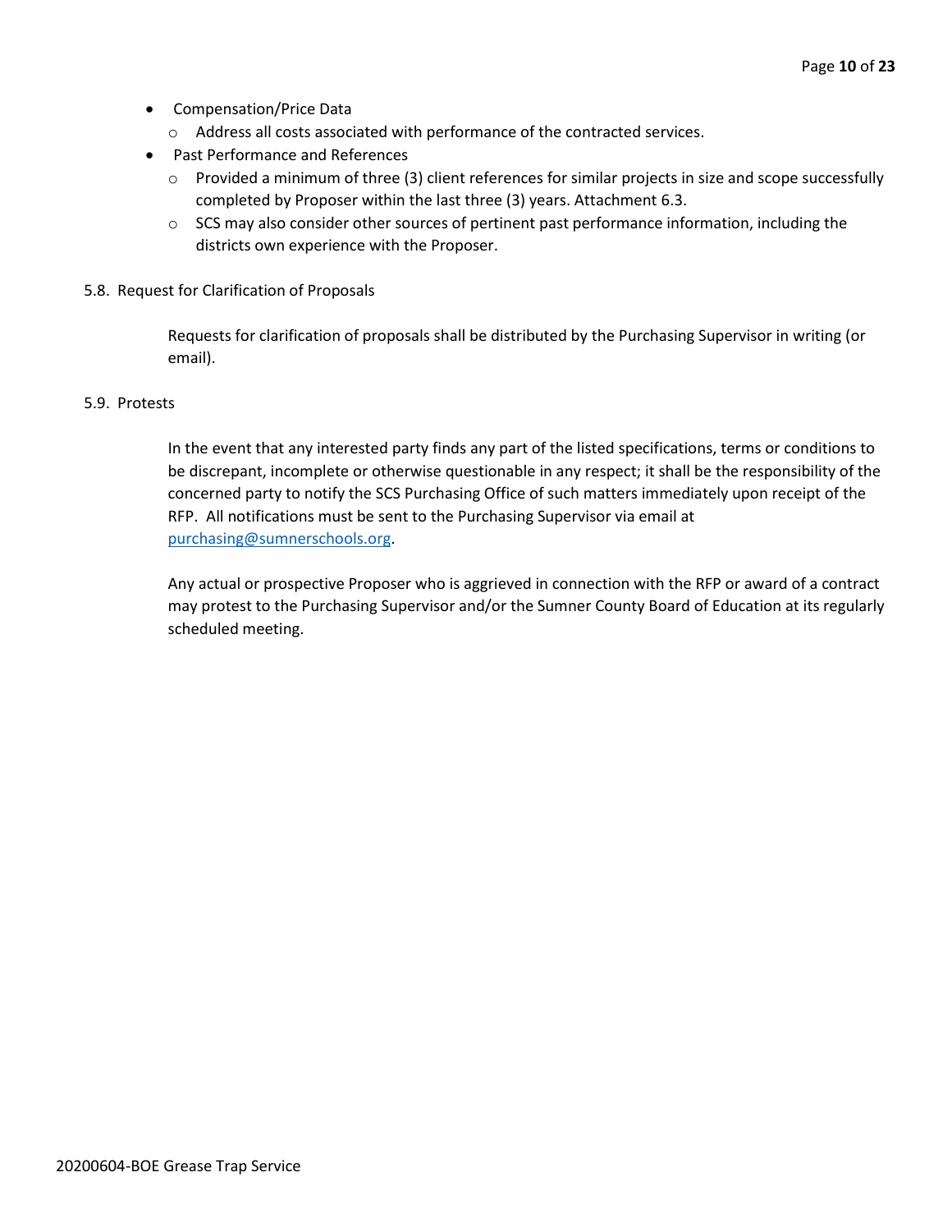- Compensation/Price Data
  - Address all costs associated with performance of the contracted services.
- Past Performance and References
  - Provided a minimum of three (3) client references for similar projects in size and scope successfully completed by Proposer within the last three (3) years. Attachment 6.3.
  - SCS may also consider other sources of pertinent past performance information, including the districts own experience with the Proposer.

5.8. Request for Clarification of Proposals

Requests for clarification of proposals shall be distributed by the Purchasing Supervisor in writing (or email).

5.9. Protests

In the event that any interested party finds any part of the listed specifications, terms or conditions to be discrepant, incomplete or otherwise questionable in any respect; it shall be the responsibility of the concerned party to notify the SCS Purchasing Office of such matters immediately upon receipt of the RFP. All notifications must be sent to the Purchasing Supervisor via email at [purchasing@sumnerschools.org](mailto:purchasing@sumnerschools.org).

Any actual or prospective Proposer who is aggrieved in connection with the RFP or award of a contract may protest to the Purchasing Supervisor and/or the Sumner County Board of Education at its regularly scheduled meeting.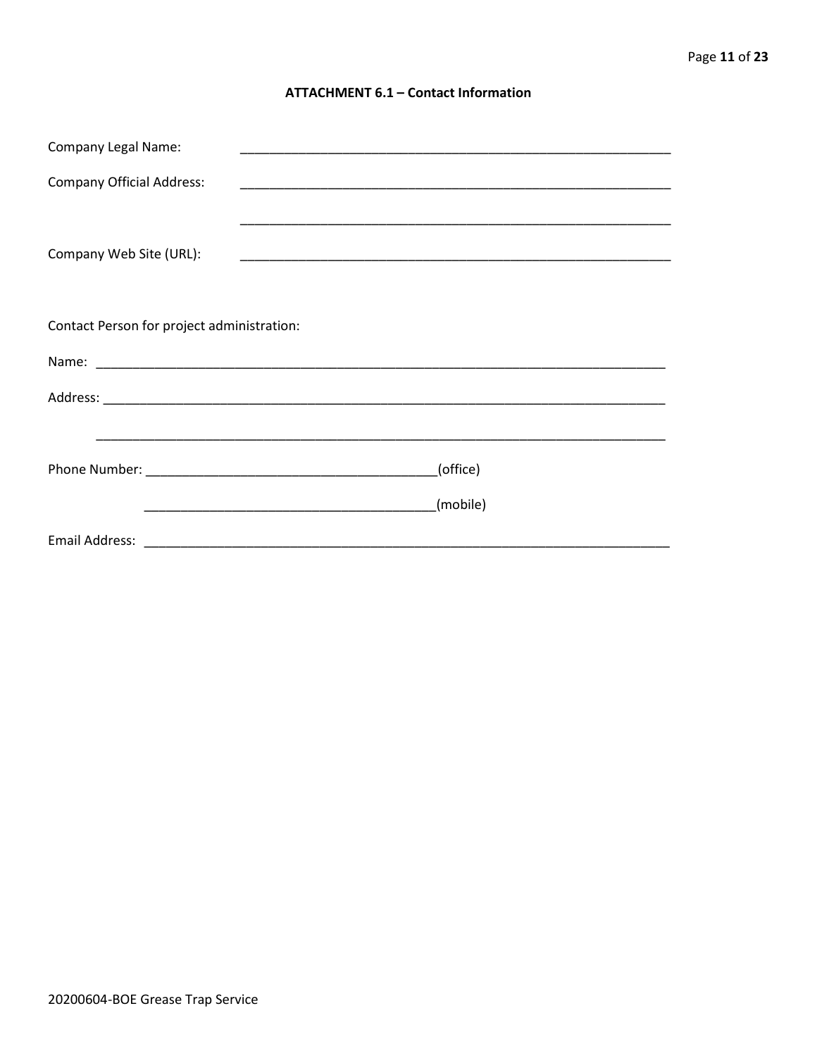## ATTACHMENT 6.1 – Contact Information

Company Legal Name: ____________________________________________________________

Company Official Address: ____________________________________________________________

____________________________________________________________

Company Web Site (URL): ____________________________________________________________

Contact Person for project administration:

Name: ________________________________________________________________________________

Address: ______________________________________________________________________________

______________________________________________________________________________

Phone Number: ________________________________________(office)

________________________________________(mobile)

Email Address: _________________________________________________________________________

20200604-BOE Grease Trap Service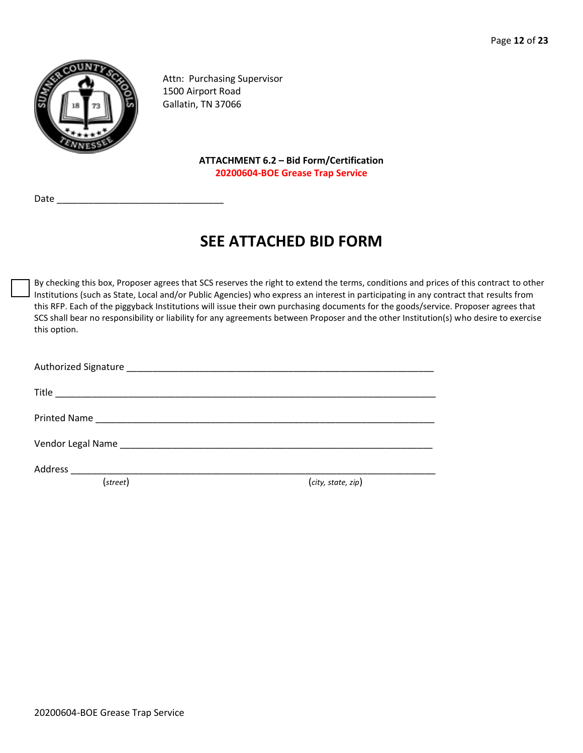Attn: Purchasing Supervisor
1500 Airport Road
Gallatin, TN 37066

**ATTACHMENT 6.2 – Bid Form/Certification**
**20200604-BOE Grease Trap Service**

Date ________________________________

# SEE ATTACHED BID FORM

☐ By checking this box, Proposer agrees that SCS reserves the right to extend the terms, conditions and prices of this contract to other Institutions (such as State, Local and/or Public Agencies) who express an interest in participating in any contract that results from this RFP. Each of the piggyback Institutions will issue their own purchasing documents for the goods/service. Proposer agrees that SCS shall bear no responsibility or liability for any agreements between Proposer and the other Institution(s) who desire to exercise this option.

Authorized Signature ____________________________________________________________

Title ____________________________________________________________________________

Printed Name ____________________________________________________________________

Vendor Legal Name _______________________________________________________________

Address _________________________________________________________________________
(*street*) (*city, state, zip*)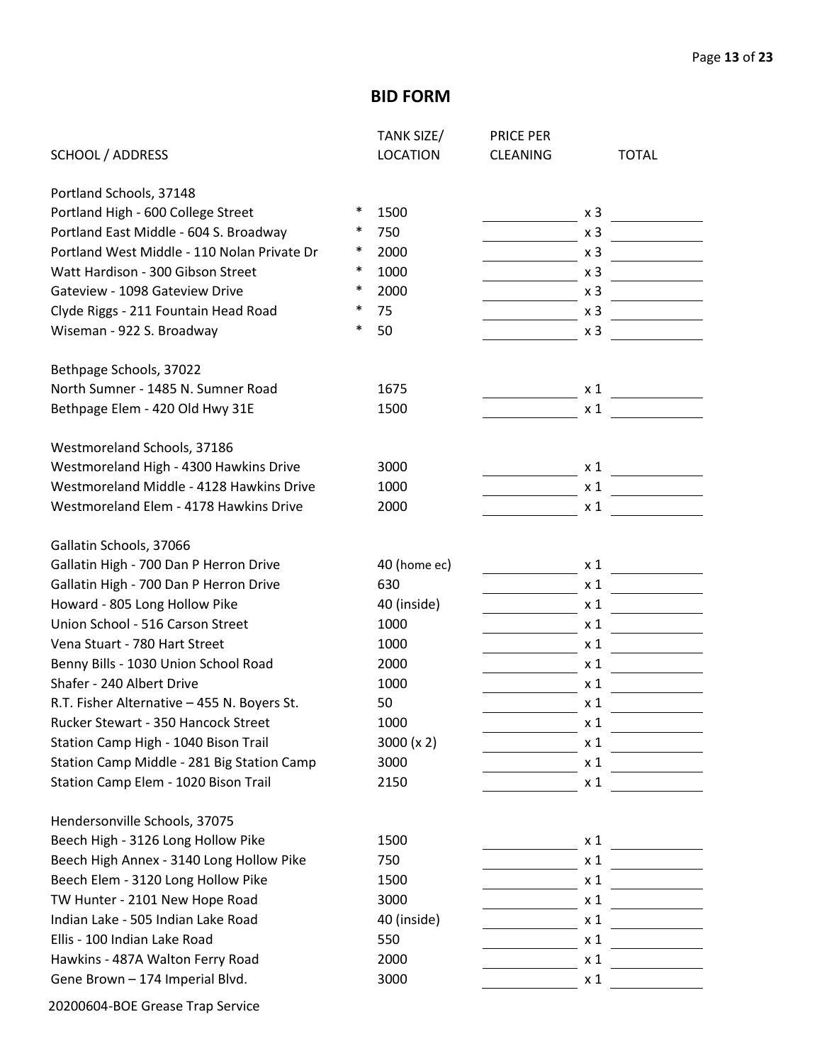## BID FORM

| SCHOOL / ADDRESS | | TANK SIZE/ LOCATION | PRICE PER CLEANING | | TOTAL |
|---|---|---|---|---|---|
| Portland Schools, 37148 | | | | | |
| Portland High - 600 College Street | * | 1500 | | x 3 | |
| Portland East Middle - 604 S. Broadway | * | 750 | | x 3 | |
| Portland West Middle - 110 Nolan Private Dr | * | 2000 | | x 3 | |
| Watt Hardison - 300 Gibson Street | * | 1000 | | x 3 | |
| Gateview - 1098 Gateview Drive | * | 2000 | | x 3 | |
| Clyde Riggs - 211 Fountain Head Road | * | 75 | | x 3 | |
| Wiseman - 922 S. Broadway | * | 50 | | x 3 | |
| Bethpage Schools, 37022 | | | | | |
| North Sumner - 1485 N. Sumner Road | | 1675 | | x 1 | |
| Bethpage Elem - 420 Old Hwy 31E | | 1500 | | x 1 | |
| Westmoreland Schools, 37186 | | | | | |
| Westmoreland High - 4300 Hawkins Drive | | 3000 | | x 1 | |
| Westmoreland Middle - 4128 Hawkins Drive | | 1000 | | x 1 | |
| Westmoreland Elem - 4178 Hawkins Drive | | 2000 | | x 1 | |
| Gallatin Schools, 37066 | | | | | |
| Gallatin High - 700 Dan P Herron Drive | | 40 (home ec) | | x 1 | |
| Gallatin High - 700 Dan P Herron Drive | | 630 | | x 1 | |
| Howard - 805 Long Hollow Pike | | 40 (inside) | | x 1 | |
| Union School - 516 Carson Street | | 1000 | | x 1 | |
| Vena Stuart - 780 Hart Street | | 1000 | | x 1 | |
| Benny Bills - 1030 Union School Road | | 2000 | | x 1 | |
| Shafer - 240 Albert Drive | | 1000 | | x 1 | |
| R.T. Fisher Alternative – 455 N. Boyers St. | | 50 | | x 1 | |
| Rucker Stewart - 350 Hancock Street | | 1000 | | x 1 | |
| Station Camp High - 1040 Bison Trail | | 3000 (x 2) | | x 1 | |
| Station Camp Middle - 281 Big Station Camp | | 3000 | | x 1 | |
| Station Camp Elem - 1020 Bison Trail | | 2150 | | x 1 | |
| Hendersonville Schools, 37075 | | | | | |
| Beech High - 3126 Long Hollow Pike | | 1500 | | x 1 | |
| Beech High Annex - 3140 Long Hollow Pike | | 750 | | x 1 | |
| Beech Elem - 3120 Long Hollow Pike | | 1500 | | x 1 | |
| TW Hunter - 2101 New Hope Road | | 3000 | | x 1 | |
| Indian Lake - 505 Indian Lake Road | | 40 (inside) | | x 1 | |
| Ellis - 100 Indian Lake Road | | 550 | | x 1 | |
| Hawkins - 487A Walton Ferry Road | | 2000 | | x 1 | |
| Gene Brown – 174 Imperial Blvd. | | 3000 | | x 1 | |

20200604-BOE Grease Trap Service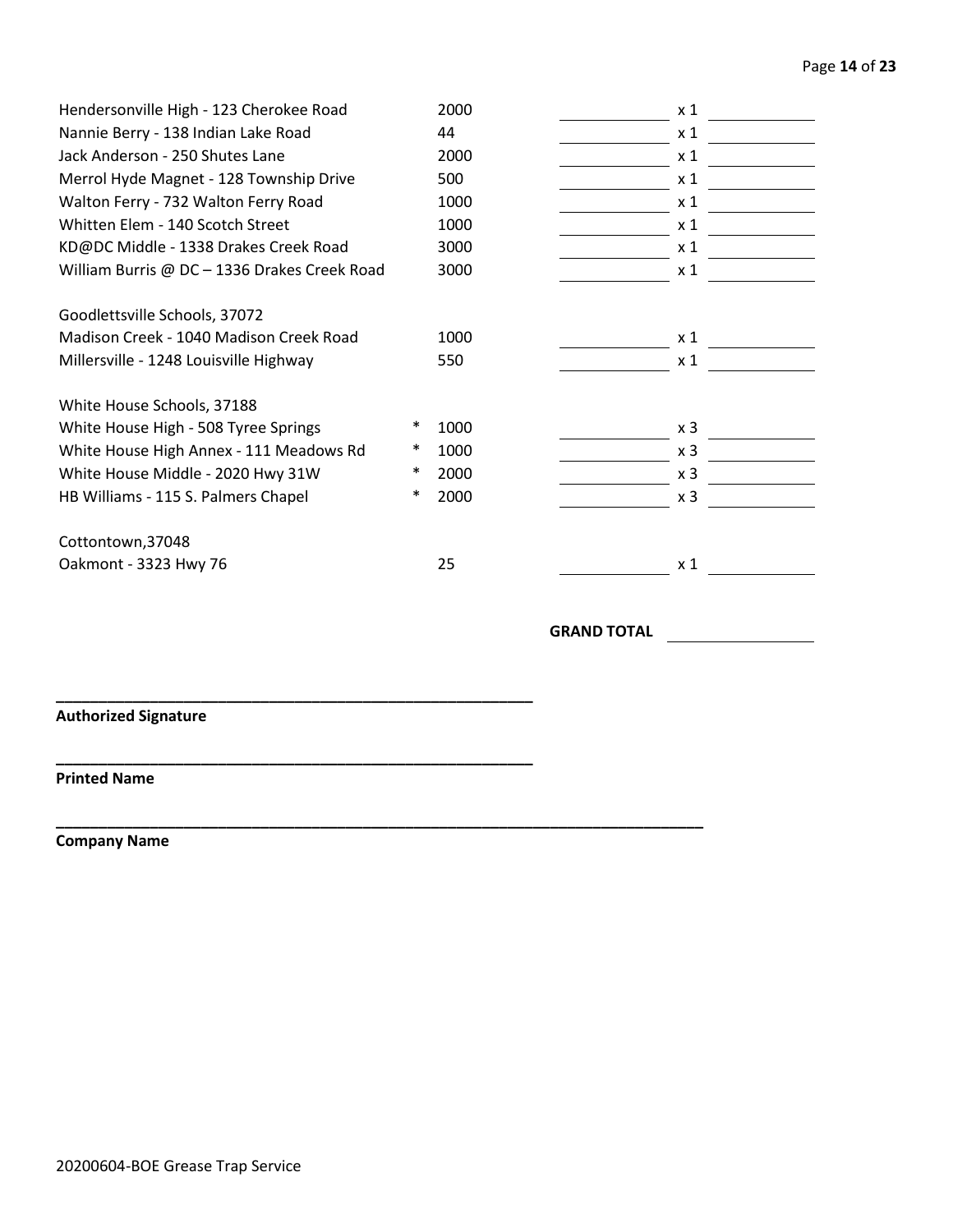| | | | | | |
|---|---|---|---|---|---|
| Hendersonville High - 123 Cherokee Road | | 2000 | ____________ | x 1 | ____________ |
| Nannie Berry - 138 Indian Lake Road | | 44 | ____________ | x 1 | ____________ |
| Jack Anderson - 250 Shutes Lane | | 2000 | ____________ | x 1 | ____________ |
| Merrol Hyde Magnet - 128 Township Drive | | 500 | ____________ | x 1 | ____________ |
| Walton Ferry - 732 Walton Ferry Road | | 1000 | ____________ | x 1 | ____________ |
| Whitten Elem - 140 Scotch Street | | 1000 | ____________ | x 1 | ____________ |
| KD@DC Middle - 1338 Drakes Creek Road | | 3000 | ____________ | x 1 | ____________ |
| William Burris @ DC – 1336 Drakes Creek Road | | 3000 | ____________ | x 1 | ____________ |
| | | | | | |
| Goodlettsville Schools, 37072 | | | | | |
| Madison Creek - 1040 Madison Creek Road | | 1000 | ____________ | x 1 | ____________ |
| Millersville - 1248 Louisville Highway | | 550 | ____________ | x 1 | ____________ |
| | | | | | |
| White House Schools, 37188 | | | | | |
| White House High - 508 Tyree Springs | * | 1000 | ____________ | x 3 | ____________ |
| White House High Annex - 111 Meadows Rd | * | 1000 | ____________ | x 3 | ____________ |
| White House Middle - 2020 Hwy 31W | * | 2000 | ____________ | x 3 | ____________ |
| HB Williams - 115 S. Palmers Chapel | * | 2000 | ____________ | x 3 | ____________ |
| | | | | | |
| Cottontown,37048 | | | | | |
| Oakmont - 3323 Hwy 76 | | 25 | ____________ | x 1 | ____________ |

**GRAND TOTAL** ______________

______________________________________________
**Authorized Signature**

______________________________________________
**Printed Name**

______________________________________________________________
**Company Name**

20200604-BOE Grease Trap Service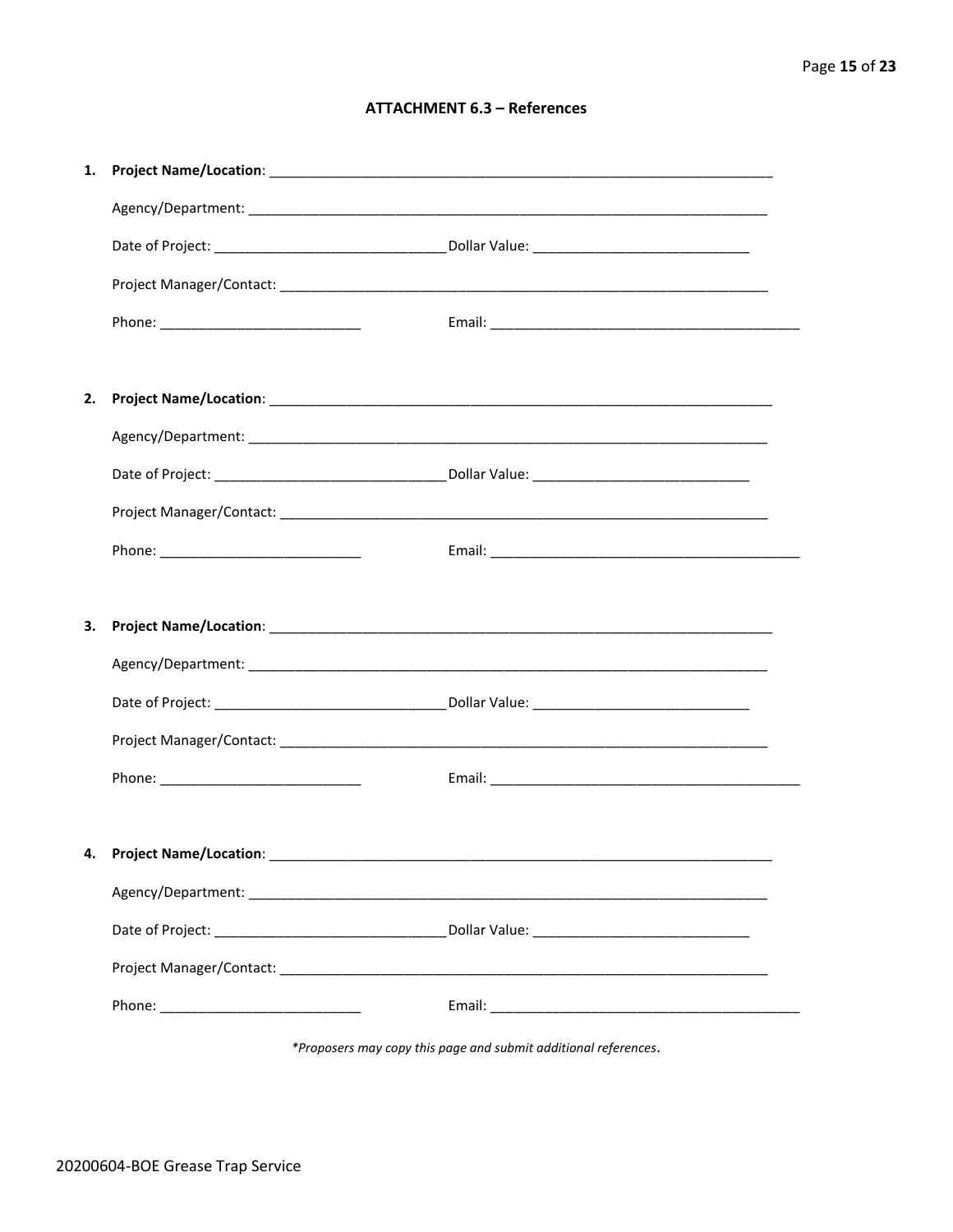## ATTACHMENT 6.3 – References

1. **Project Name/Location**: ____________________________________________

   Agency/Department: ____________________________________________

   Date of Project: ______________________ Dollar Value: ______________________

   Project Manager/Contact: ____________________________________________

   Phone: ______________________ Email: ______________________________

2. **Project Name/Location**: ____________________________________________

   Agency/Department: ____________________________________________

   Date of Project: ______________________ Dollar Value: ______________________

   Project Manager/Contact: ____________________________________________

   Phone: ______________________ Email: ______________________________

3. **Project Name/Location**: ____________________________________________

   Agency/Department: ____________________________________________

   Date of Project: ______________________ Dollar Value: ______________________

   Project Manager/Contact: ____________________________________________

   Phone: ______________________ Email: ______________________________

4. **Project Name/Location**: ____________________________________________

   Agency/Department: ____________________________________________

   Date of Project: ______________________ Dollar Value: ______________________

   Project Manager/Contact: ____________________________________________

   Phone: ______________________ Email: ______________________________

*\*Proposers may copy this page and submit additional references.*

20200604-BOE Grease Trap Service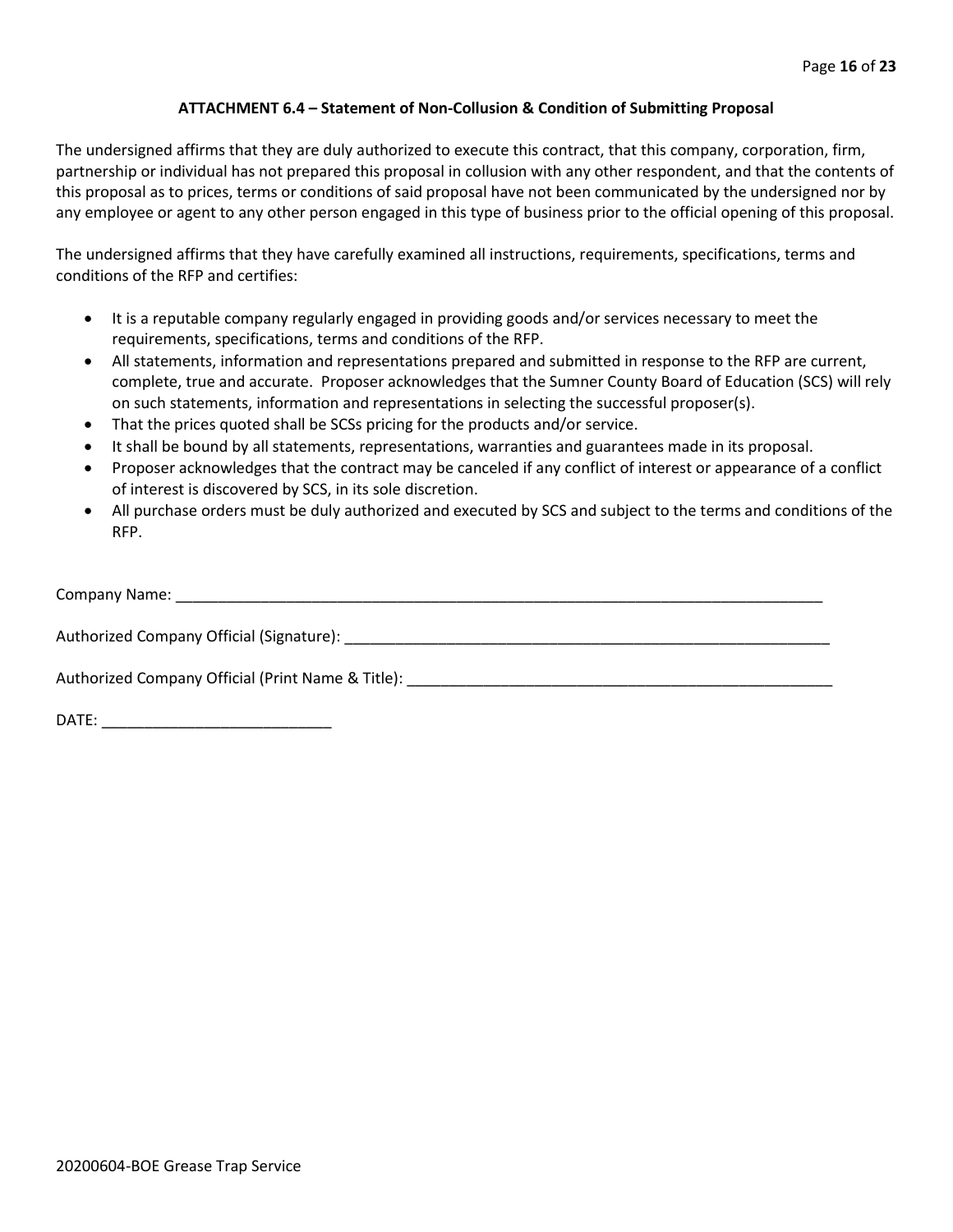## ATTACHMENT 6.4 – Statement of Non-Collusion & Condition of Submitting Proposal

The undersigned affirms that they are duly authorized to execute this contract, that this company, corporation, firm, partnership or individual has not prepared this proposal in collusion with any other respondent, and that the contents of this proposal as to prices, terms or conditions of said proposal have not been communicated by the undersigned nor by any employee or agent to any other person engaged in this type of business prior to the official opening of this proposal.

The undersigned affirms that they have carefully examined all instructions, requirements, specifications, terms and conditions of the RFP and certifies:

- It is a reputable company regularly engaged in providing goods and/or services necessary to meet the requirements, specifications, terms and conditions of the RFP.
- All statements, information and representations prepared and submitted in response to the RFP are current, complete, true and accurate. Proposer acknowledges that the Sumner County Board of Education (SCS) will rely on such statements, information and representations in selecting the successful proposer(s).
- That the prices quoted shall be SCSs pricing for the products and/or service.
- It shall be bound by all statements, representations, warranties and guarantees made in its proposal.
- Proposer acknowledges that the contract may be canceled if any conflict of interest or appearance of a conflict of interest is discovered by SCS, in its sole discretion.
- All purchase orders must be duly authorized and executed by SCS and subject to the terms and conditions of the RFP.

Company Name: ______________________________________________________________________________

Authorized Company Official (Signature): ____________________________________________________________

Authorized Company Official (Print Name & Title): ____________________________________________________

DATE: ___________________________

20200604-BOE Grease Trap Service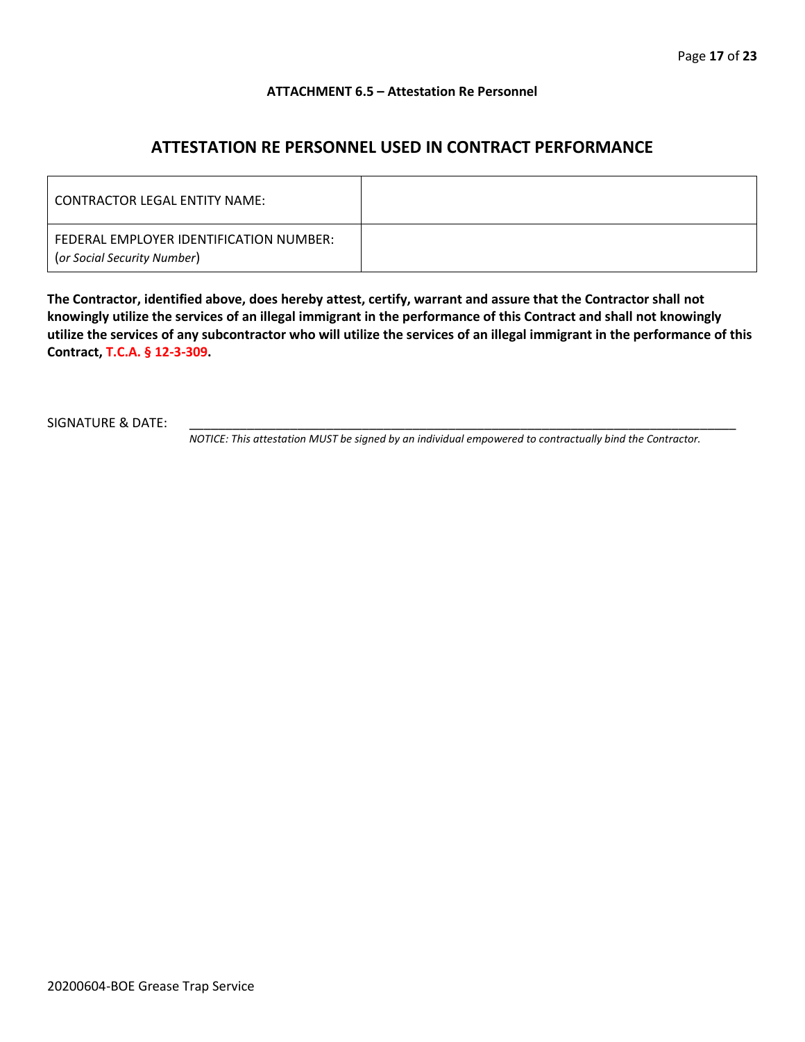**ATTACHMENT 6.5 – Attestation Re Personnel**

## ATTESTATION RE PERSONNEL USED IN CONTRACT PERFORMANCE

| CONTRACTOR LEGAL ENTITY NAME: | |
| --- | --- |
| FEDERAL EMPLOYER IDENTIFICATION NUMBER: (*or Social Security Number*) | |

**The Contractor, identified above, does hereby attest, certify, warrant and assure that the Contractor shall not knowingly utilize the services of an illegal immigrant in the performance of this Contract and shall not knowingly utilize the services of any subcontractor who will utilize the services of an illegal immigrant in the performance of this Contract, T.C.A. § 12-3-309.**

SIGNATURE & DATE: ________________________________________________________________

*NOTICE: This attestation MUST be signed by an individual empowered to contractually bind the Contractor.*

20200604-BOE Grease Trap Service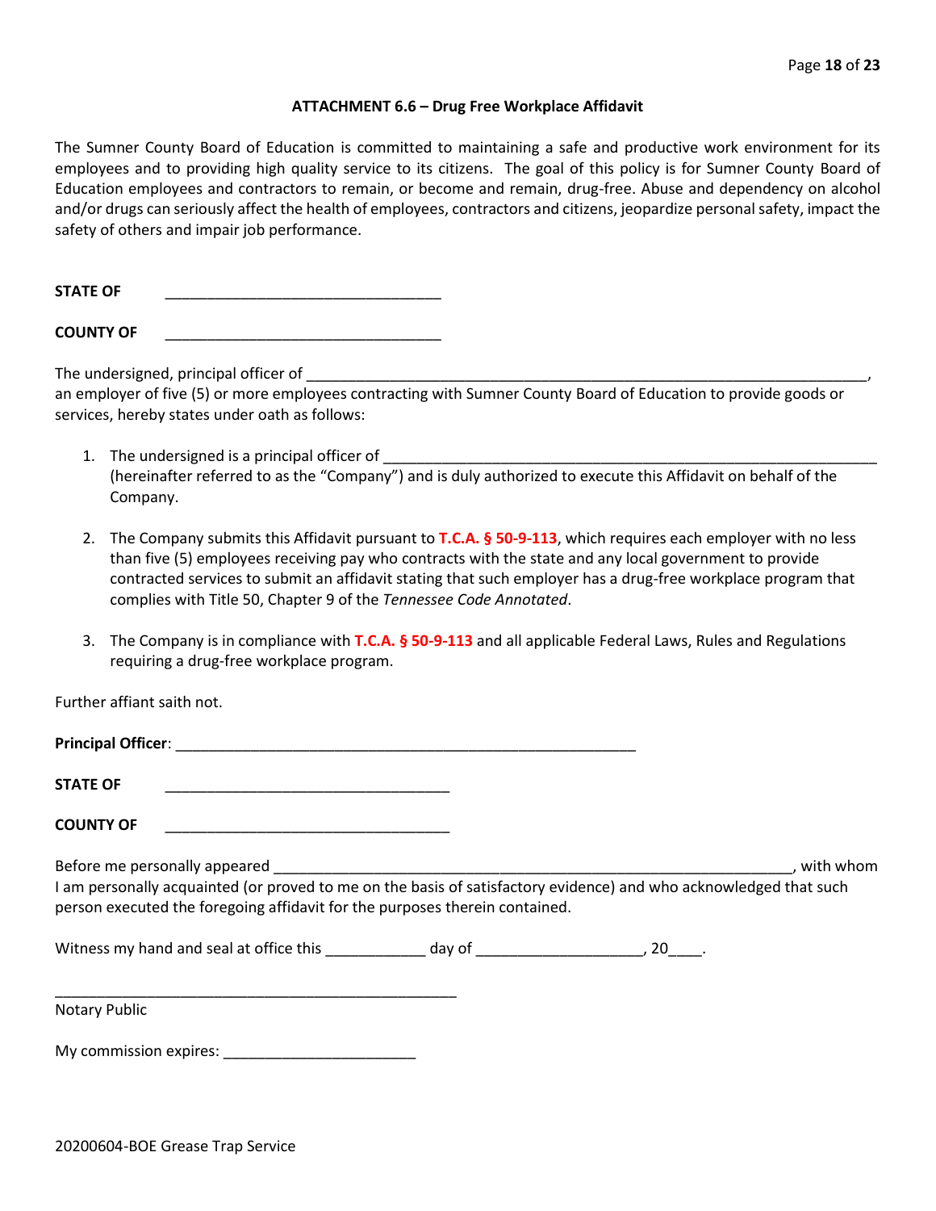### ATTACHMENT 6.6 – Drug Free Workplace Affidavit

The Sumner County Board of Education is committed to maintaining a safe and productive work environment for its employees and to providing high quality service to its citizens. The goal of this policy is for Sumner County Board of Education employees and contractors to remain, or become and remain, drug-free. Abuse and dependency on alcohol and/or drugs can seriously affect the health of employees, contractors and citizens, jeopardize personal safety, impact the safety of others and impair job performance.

**STATE OF** ________________________________

**COUNTY OF** ________________________________

The undersigned, principal officer of ____________________________________________________________________, an employer of five (5) or more employees contracting with Sumner County Board of Education to provide goods or services, hereby states under oath as follows:

1. The undersigned is a principal officer of ____________________________________________________________ (hereinafter referred to as the "Company") and is duly authorized to execute this Affidavit on behalf of the Company.

2. The Company submits this Affidavit pursuant to **T.C.A. § 50-9-113**, which requires each employer with no less than five (5) employees receiving pay who contracts with the state and any local government to provide contracted services to submit an affidavit stating that such employer has a drug-free workplace program that complies with Title 50, Chapter 9 of the *Tennessee Code Annotated*.

3. The Company is in compliance with **T.C.A. § 50-9-113** and all applicable Federal Laws, Rules and Regulations requiring a drug-free workplace program.

Further affiant saith not.

**Principal Officer**: ________________________________________________________

**STATE OF** __________________________________

**COUNTY OF** __________________________________

Before me personally appeared _______________________________________________________________, with whom I am personally acquainted (or proved to me on the basis of satisfactory evidence) and who acknowledged that such person executed the foregoing affidavit for the purposes therein contained.

Witness my hand and seal at office this ____________ day of ____________________, 20____.

________________________________________________

Notary Public

My commission expires: _______________________

20200604-BOE Grease Trap Service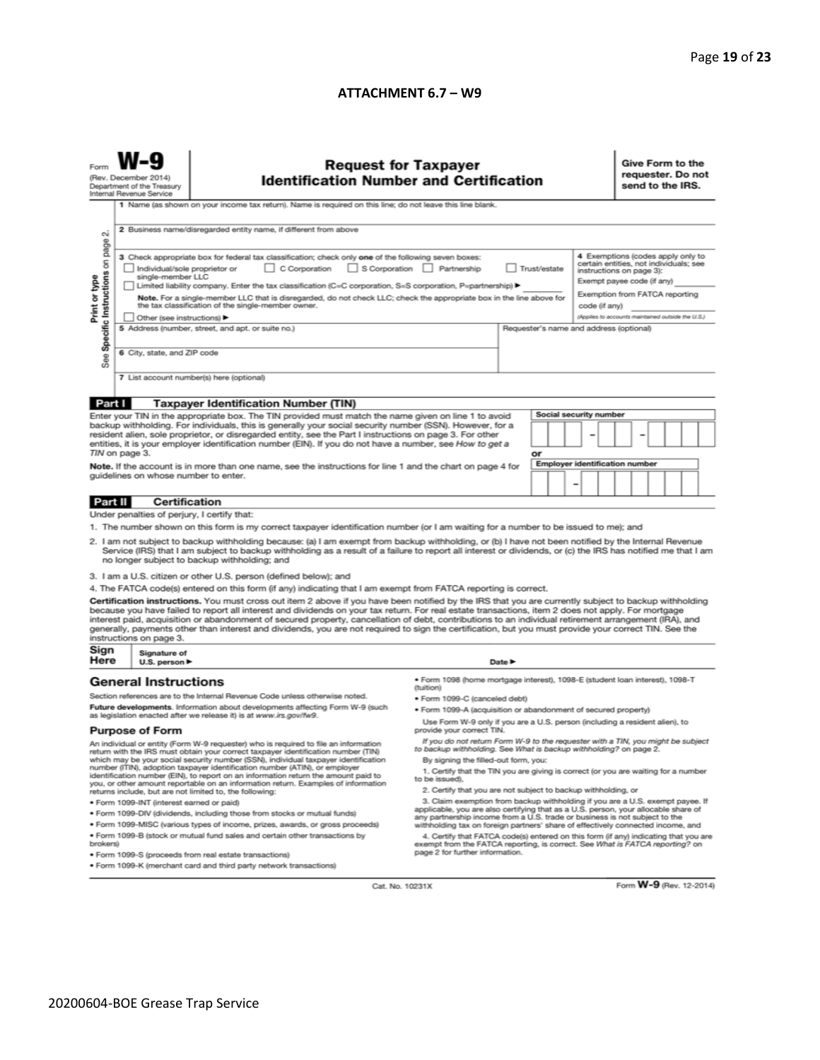## ATTACHMENT 6.7 – W9

Form **W-9**
(Rev. December 2014)
Department of the Treasury
Internal Revenue Service

# Request for Taxpayer Identification Number and Certification

**Give Form to the requester. Do not send to the IRS.**

Print or type
See Specific Instructions on page 2.

1 Name (as shown on your income tax return). Name is required on this line; do not leave this line blank.

2 Business name/disregarded entity name, if different from above

3 Check appropriate box for federal tax classification; check only **one** of the following seven boxes:

☐ Individual/sole proprietor or single-member LLC ☐ C Corporation ☐ S Corporation ☐ Partnership ☐ Trust/estate

☐ Limited liability company. Enter the tax classification (C=C corporation, S=S corporation, P=partnership) ► ________

**Note.** For a single-member LLC that is disregarded, do not check LLC; check the appropriate box in the line above for the tax classification of the single-member owner.

☐ Other (see instructions) ►

4 Exemptions (codes apply only to certain entities, not individuals; see instructions on page 3):

Exempt payee code (if any) ________

Exemption from FATCA reporting code (if any) ________

*(Applies to accounts maintained outside the U.S.)*

5 Address (number, street, and apt. or suite no.)

Requester's name and address (optional)

6 City, state, and ZIP code

7 List account number(s) here (optional)

## Part I Taxpayer Identification Number (TIN)

Enter your TIN in the appropriate box. The TIN provided must match the name given on line 1 to avoid backup withholding. For individuals, this is generally your social security number (SSN). However, for a resident alien, sole proprietor, or disregarded entity, see the Part I instructions on page 3. For other entities, it is your employer identification number (EIN). If you do not have a number, see *How to get a TIN* on page 3.

**Note.** If the account is in more than one name, see the instructions for line 1 and the chart on page 4 for guidelines on whose number to enter.

**Social security number**

☐☐☐ – ☐☐ – ☐☐☐☐

or

**Employer identification number**

☐☐ – ☐☐☐☐☐☐☐

## Part II Certification

Under penalties of perjury, I certify that:

1. The number shown on this form is my correct taxpayer identification number (or I am waiting for a number to be issued to me); and
2. I am not subject to backup withholding because: (a) I am exempt from backup withholding, or (b) I have not been notified by the Internal Revenue Service (IRS) that I am subject to backup withholding as a result of a failure to report all interest or dividends, or (c) the IRS has notified me that I am no longer subject to backup withholding; and
3. I am a U.S. citizen or other U.S. person (defined below); and
4. The FATCA code(s) entered on this form (if any) indicating that I am exempt from FATCA reporting is correct.

**Certification instructions.** You must cross out item 2 above if you have been notified by the IRS that you are currently subject to backup withholding because you have failed to report all interest and dividends on your tax return. For real estate transactions, item 2 does not apply. For mortgage interest paid, acquisition or abandonment of secured property, cancellation of debt, contributions to an individual retirement arrangement (IRA), and generally, payments other than interest and dividends, you are not required to sign the certification, but you must provide your correct TIN. See the instructions on page 3.

**Sign Here** Signature of U.S. person ► Date ►

## General Instructions

Section references are to the Internal Revenue Code unless otherwise noted.

**Future developments**. Information about developments affecting Form W-9 (such as legislation enacted after we release it) is at *www.irs.gov/fw9*.

### Purpose of Form

An individual or entity (Form W-9 requester) who is required to file an information return with the IRS must obtain your correct taxpayer identification number (TIN) which may be your social security number (SSN), individual taxpayer identification number (ITIN), adoption taxpayer identification number (ATIN), or employer identification number (EIN), to report on an information return the amount paid to you, or other amount reportable on an information return. Examples of information returns include, but are not limited to, the following:

- Form 1099-INT (interest earned or paid)
- Form 1099-DIV (dividends, including those from stocks or mutual funds)
- Form 1099-MISC (various types of income, prizes, awards, or gross proceeds)
- Form 1099-B (stock or mutual fund sales and certain other transactions by brokers)
- Form 1099-S (proceeds from real estate transactions)
- Form 1099-K (merchant card and third party network transactions)
- Form 1098 (home mortgage interest), 1098-E (student loan interest), 1098-T (tuition)
- Form 1099-C (canceled debt)
- Form 1099-A (acquisition or abandonment of secured property)

Use Form W-9 only if you are a U.S. person (including a resident alien), to provide your correct TIN.

*If you do not return Form W-9 to the requester with a TIN, you might be subject to backup withholding. See What is backup withholding? on page 2.*

By signing the filled-out form, you:

1. Certify that the TIN you are giving is correct (or you are waiting for a number to be issued),
2. Certify that you are not subject to backup withholding, or
3. Claim exemption from backup withholding if you are a U.S. exempt payee. If applicable, you are also certifying that as a U.S. person, your allocable share of any partnership income from a U.S. trade or business is not subject to the withholding tax on foreign partners' share of effectively connected income, and
4. Certify that FATCA code(s) entered on this form (if any) indicating that you are exempt from the FATCA reporting, is correct. See *What is FATCA reporting?* on page 2 for further information.

Cat. No. 10231X

Form **W-9** (Rev. 12-2014)

20200604-BOE Grease Trap Service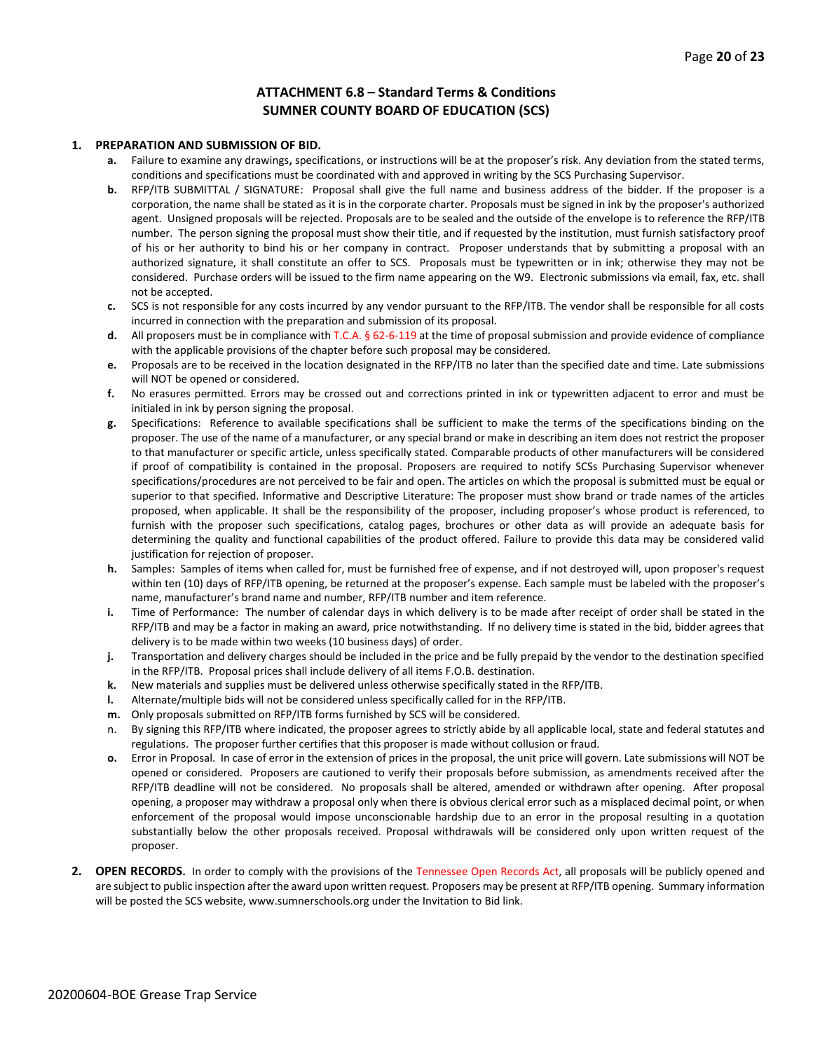## ATTACHMENT 6.8 – Standard Terms & Conditions
## SUMNER COUNTY BOARD OF EDUCATION (SCS)

1. **PREPARATION AND SUBMISSION OF BID.**
   - **a.** Failure to examine any drawings**,** specifications, or instructions will be at the proposer's risk. Any deviation from the stated terms, conditions and specifications must be coordinated with and approved in writing by the SCS Purchasing Supervisor.
   - **b.** RFP/ITB SUBMITTAL / SIGNATURE: Proposal shall give the full name and business address of the bidder. If the proposer is a corporation, the name shall be stated as it is in the corporate charter. Proposals must be signed in ink by the proposer's authorized agent. Unsigned proposals will be rejected. Proposals are to be sealed and the outside of the envelope is to reference the RFP/ITB number. The person signing the proposal must show their title, and if requested by the institution, must furnish satisfactory proof of his or her authority to bind his or her company in contract. Proposer understands that by submitting a proposal with an authorized signature, it shall constitute an offer to SCS. Proposals must be typewritten or in ink; otherwise they may not be considered. Purchase orders will be issued to the firm name appearing on the W9. Electronic submissions via email, fax, etc. shall not be accepted.
   - **c.** SCS is not responsible for any costs incurred by any vendor pursuant to the RFP/ITB. The vendor shall be responsible for all costs incurred in connection with the preparation and submission of its proposal.
   - **d.** All proposers must be in compliance with T.C.A. § 62-6-119 at the time of proposal submission and provide evidence of compliance with the applicable provisions of the chapter before such proposal may be considered.
   - **e.** Proposals are to be received in the location designated in the RFP/ITB no later than the specified date and time. Late submissions will NOT be opened or considered.
   - **f.** No erasures permitted. Errors may be crossed out and corrections printed in ink or typewritten adjacent to error and must be initialed in ink by person signing the proposal.
   - **g.** Specifications: Reference to available specifications shall be sufficient to make the terms of the specifications binding on the proposer. The use of the name of a manufacturer, or any special brand or make in describing an item does not restrict the proposer to that manufacturer or specific article, unless specifically stated. Comparable products of other manufacturers will be considered if proof of compatibility is contained in the proposal. Proposers are required to notify SCSs Purchasing Supervisor whenever specifications/procedures are not perceived to be fair and open. The articles on which the proposal is submitted must be equal or superior to that specified. Informative and Descriptive Literature: The proposer must show brand or trade names of the articles proposed, when applicable. It shall be the responsibility of the proposer, including proposer's whose product is referenced, to furnish with the proposer such specifications, catalog pages, brochures or other data as will provide an adequate basis for determining the quality and functional capabilities of the product offered. Failure to provide this data may be considered valid justification for rejection of proposer.
   - **h.** Samples: Samples of items when called for, must be furnished free of expense, and if not destroyed will, upon proposer's request within ten (10) days of RFP/ITB opening, be returned at the proposer's expense. Each sample must be labeled with the proposer's name, manufacturer's brand name and number, RFP/ITB number and item reference.
   - **i.** Time of Performance: The number of calendar days in which delivery is to be made after receipt of order shall be stated in the RFP/ITB and may be a factor in making an award, price notwithstanding. If no delivery time is stated in the bid, bidder agrees that delivery is to be made within two weeks (10 business days) of order.
   - **j.** Transportation and delivery charges should be included in the price and be fully prepaid by the vendor to the destination specified in the RFP/ITB. Proposal prices shall include delivery of all items F.O.B. destination.
   - **k.** New materials and supplies must be delivered unless otherwise specifically stated in the RFP/ITB.
   - **l.** Alternate/multiple bids will not be considered unless specifically called for in the RFP/ITB.
   - **m.** Only proposals submitted on RFP/ITB forms furnished by SCS will be considered.
   - n. By signing this RFP/ITB where indicated, the proposer agrees to strictly abide by all applicable local, state and federal statutes and regulations. The proposer further certifies that this proposer is made without collusion or fraud.
   - **o.** Error in Proposal. In case of error in the extension of prices in the proposal, the unit price will govern. Late submissions will NOT be opened or considered. Proposers are cautioned to verify their proposals before submission, as amendments received after the RFP/ITB deadline will not be considered. No proposals shall be altered, amended or withdrawn after opening. After proposal opening, a proposer may withdraw a proposal only when there is obvious clerical error such as a misplaced decimal point, or when enforcement of the proposal would impose unconscionable hardship due to an error in the proposal resulting in a quotation substantially below the other proposals received. Proposal withdrawals will be considered only upon written request of the proposer.

2. **OPEN RECORDS.** In order to comply with the provisions of the Tennessee Open Records Act, all proposals will be publicly opened and are subject to public inspection after the award upon written request. Proposers may be present at RFP/ITB opening. Summary information will be posted the SCS website, www.sumnerschools.org under the Invitation to Bid link.

20200604-BOE Grease Trap Service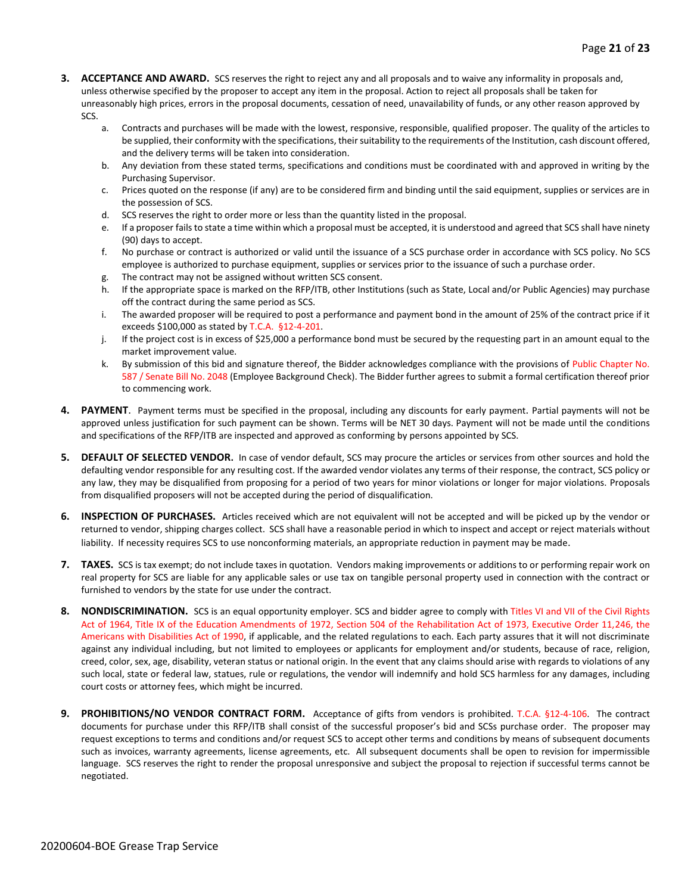3. **ACCEPTANCE AND AWARD.** SCS reserves the right to reject any and all proposals and to waive any informality in proposals and, unless otherwise specified by the proposer to accept any item in the proposal. Action to reject all proposals shall be taken for unreasonably high prices, errors in the proposal documents, cessation of need, unavailability of funds, or any other reason approved by SCS.
   a. Contracts and purchases will be made with the lowest, responsive, responsible, qualified proposer. The quality of the articles to be supplied, their conformity with the specifications, their suitability to the requirements of the Institution, cash discount offered, and the delivery terms will be taken into consideration.
   b. Any deviation from these stated terms, specifications and conditions must be coordinated with and approved in writing by the Purchasing Supervisor.
   c. Prices quoted on the response (if any) are to be considered firm and binding until the said equipment, supplies or services are in the possession of SCS.
   d. SCS reserves the right to order more or less than the quantity listed in the proposal.
   e. If a proposer fails to state a time within which a proposal must be accepted, it is understood and agreed that SCS shall have ninety (90) days to accept.
   f. No purchase or contract is authorized or valid until the issuance of a SCS purchase order in accordance with SCS policy. No SCS employee is authorized to purchase equipment, supplies or services prior to the issuance of such a purchase order.
   g. The contract may not be assigned without written SCS consent.
   h. If the appropriate space is marked on the RFP/ITB, other Institutions (such as State, Local and/or Public Agencies) may purchase off the contract during the same period as SCS.
   i. The awarded proposer will be required to post a performance and payment bond in the amount of 25% of the contract price if it exceeds $100,000 as stated by T.C.A. §12-4-201.
   j. If the project cost is in excess of $25,000 a performance bond must be secured by the requesting part in an amount equal to the market improvement value.
   k. By submission of this bid and signature thereof, the Bidder acknowledges compliance with the provisions of Public Chapter No. 587 / Senate Bill No. 2048 (Employee Background Check). The Bidder further agrees to submit a formal certification thereof prior to commencing work.

4. **PAYMENT**. Payment terms must be specified in the proposal, including any discounts for early payment. Partial payments will not be approved unless justification for such payment can be shown. Terms will be NET 30 days. Payment will not be made until the conditions and specifications of the RFP/ITB are inspected and approved as conforming by persons appointed by SCS.

5. **DEFAULT OF SELECTED VENDOR.** In case of vendor default, SCS may procure the articles or services from other sources and hold the defaulting vendor responsible for any resulting cost. If the awarded vendor violates any terms of their response, the contract, SCS policy or any law, they may be disqualified from proposing for a period of two years for minor violations or longer for major violations. Proposals from disqualified proposers will not be accepted during the period of disqualification.

6. **INSPECTION OF PURCHASES.** Articles received which are not equivalent will not be accepted and will be picked up by the vendor or returned to vendor, shipping charges collect. SCS shall have a reasonable period in which to inspect and accept or reject materials without liability. If necessity requires SCS to use nonconforming materials, an appropriate reduction in payment may be made.

7. **TAXES.** SCS is tax exempt; do not include taxes in quotation. Vendors making improvements or additions to or performing repair work on real property for SCS are liable for any applicable sales or use tax on tangible personal property used in connection with the contract or furnished to vendors by the state for use under the contract.

8. **NONDISCRIMINATION.** SCS is an equal opportunity employer. SCS and bidder agree to comply with Titles VI and VII of the Civil Rights Act of 1964, Title IX of the Education Amendments of 1972, Section 504 of the Rehabilitation Act of 1973, Executive Order 11,246, the Americans with Disabilities Act of 1990, if applicable, and the related regulations to each. Each party assures that it will not discriminate against any individual including, but not limited to employees or applicants for employment and/or students, because of race, religion, creed, color, sex, age, disability, veteran status or national origin. In the event that any claims should arise with regards to violations of any such local, state or federal law, statues, rule or regulations, the vendor will indemnify and hold SCS harmless for any damages, including court costs or attorney fees, which might be incurred.

9. **PROHIBITIONS/NO VENDOR CONTRACT FORM.** Acceptance of gifts from vendors is prohibited. T.C.A. §12-4-106. The contract documents for purchase under this RFP/ITB shall consist of the successful proposer's bid and SCSs purchase order. The proposer may request exceptions to terms and conditions and/or request SCS to accept other terms and conditions by means of subsequent documents such as invoices, warranty agreements, license agreements, etc. All subsequent documents shall be open to revision for impermissible language. SCS reserves the right to render the proposal unresponsive and subject the proposal to rejection if successful terms cannot be negotiated.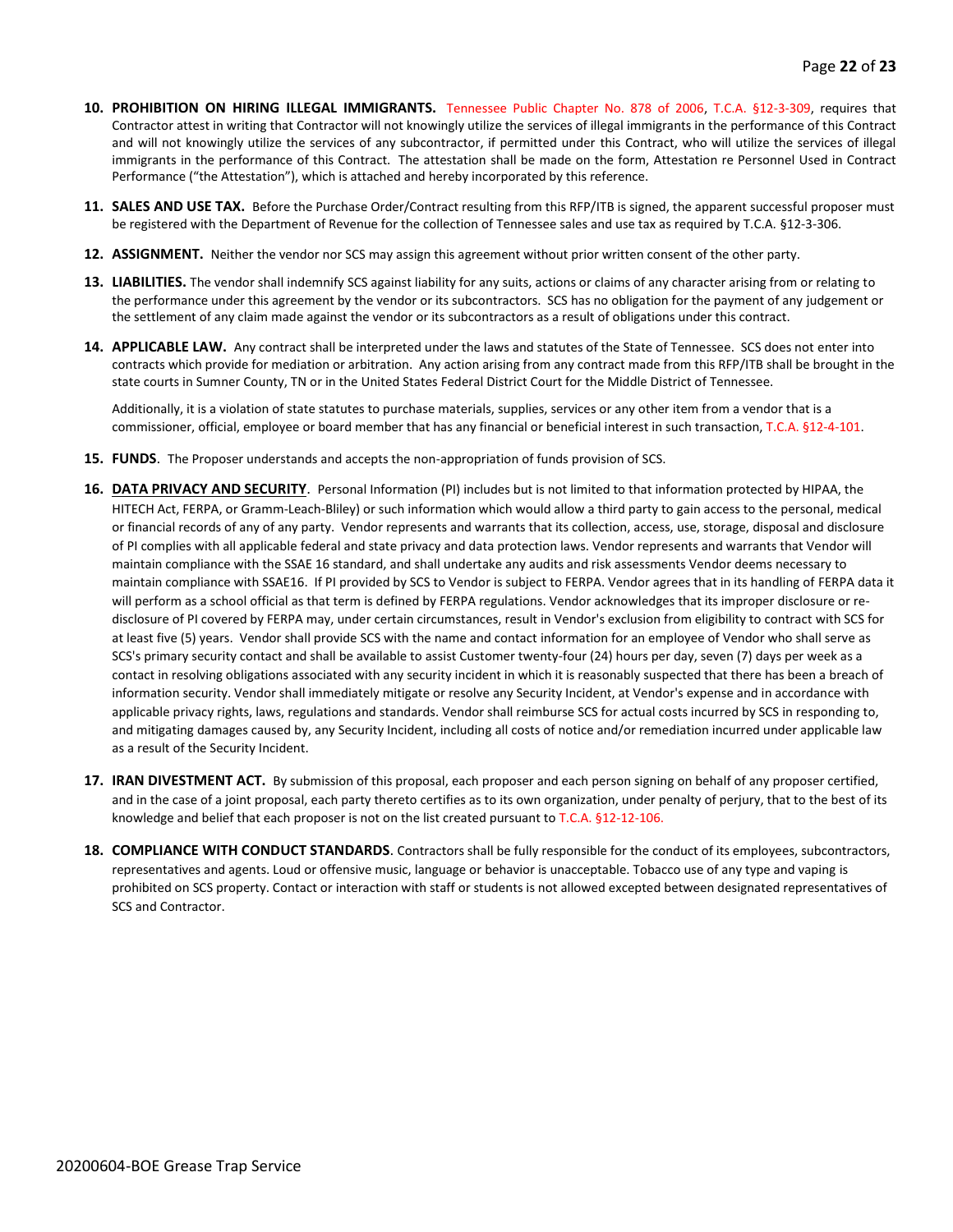10. **PROHIBITION ON HIRING ILLEGAL IMMIGRANTS.** Tennessee Public Chapter No. 878 of 2006, T.C.A. §12-3-309, requires that Contractor attest in writing that Contractor will not knowingly utilize the services of illegal immigrants in the performance of this Contract and will not knowingly utilize the services of any subcontractor, if permitted under this Contract, who will utilize the services of illegal immigrants in the performance of this Contract. The attestation shall be made on the form, Attestation re Personnel Used in Contract Performance ("the Attestation"), which is attached and hereby incorporated by this reference.

11. **SALES AND USE TAX.** Before the Purchase Order/Contract resulting from this RFP/ITB is signed, the apparent successful proposer must be registered with the Department of Revenue for the collection of Tennessee sales and use tax as required by T.C.A. §12-3-306.

12. **ASSIGNMENT.** Neither the vendor nor SCS may assign this agreement without prior written consent of the other party.

13. **LIABILITIES.** The vendor shall indemnify SCS against liability for any suits, actions or claims of any character arising from or relating to the performance under this agreement by the vendor or its subcontractors. SCS has no obligation for the payment of any judgement or the settlement of any claim made against the vendor or its subcontractors as a result of obligations under this contract.

14. **APPLICABLE LAW.** Any contract shall be interpreted under the laws and statutes of the State of Tennessee. SCS does not enter into contracts which provide for mediation or arbitration. Any action arising from any contract made from this RFP/ITB shall be brought in the state courts in Sumner County, TN or in the United States Federal District Court for the Middle District of Tennessee.

    Additionally, it is a violation of state statutes to purchase materials, supplies, services or any other item from a vendor that is a commissioner, official, employee or board member that has any financial or beneficial interest in such transaction, T.C.A. §12-4-101.

15. **FUNDS**. The Proposer understands and accepts the non-appropriation of funds provision of SCS.

16. **DATA PRIVACY AND SECURITY**. Personal Information (PI) includes but is not limited to that information protected by HIPAA, the HITECH Act, FERPA, or Gramm-Leach-Bliley) or such information which would allow a third party to gain access to the personal, medical or financial records of any of any party. Vendor represents and warrants that its collection, access, use, storage, disposal and disclosure of PI complies with all applicable federal and state privacy and data protection laws. Vendor represents and warrants that Vendor will maintain compliance with the SSAE 16 standard, and shall undertake any audits and risk assessments Vendor deems necessary to maintain compliance with SSAE16. If PI provided by SCS to Vendor is subject to FERPA. Vendor agrees that in its handling of FERPA data it will perform as a school official as that term is defined by FERPA regulations. Vendor acknowledges that its improper disclosure or re-disclosure of PI covered by FERPA may, under certain circumstances, result in Vendor's exclusion from eligibility to contract with SCS for at least five (5) years. Vendor shall provide SCS with the name and contact information for an employee of Vendor who shall serve as SCS's primary security contact and shall be available to assist Customer twenty-four (24) hours per day, seven (7) days per week as a contact in resolving obligations associated with any security incident in which it is reasonably suspected that there has been a breach of information security. Vendor shall immediately mitigate or resolve any Security Incident, at Vendor's expense and in accordance with applicable privacy rights, laws, regulations and standards. Vendor shall reimburse SCS for actual costs incurred by SCS in responding to, and mitigating damages caused by, any Security Incident, including all costs of notice and/or remediation incurred under applicable law as a result of the Security Incident.

17. **IRAN DIVESTMENT ACT.** By submission of this proposal, each proposer and each person signing on behalf of any proposer certified, and in the case of a joint proposal, each party thereto certifies as to its own organization, under penalty of perjury, that to the best of its knowledge and belief that each proposer is not on the list created pursuant to T.C.A. §12-12-106.

18. **COMPLIANCE WITH CONDUCT STANDARDS**. Contractors shall be fully responsible for the conduct of its employees, subcontractors, representatives and agents. Loud or offensive music, language or behavior is unacceptable. Tobacco use of any type and vaping is prohibited on SCS property. Contact or interaction with staff or students is not allowed excepted between designated representatives of SCS and Contractor.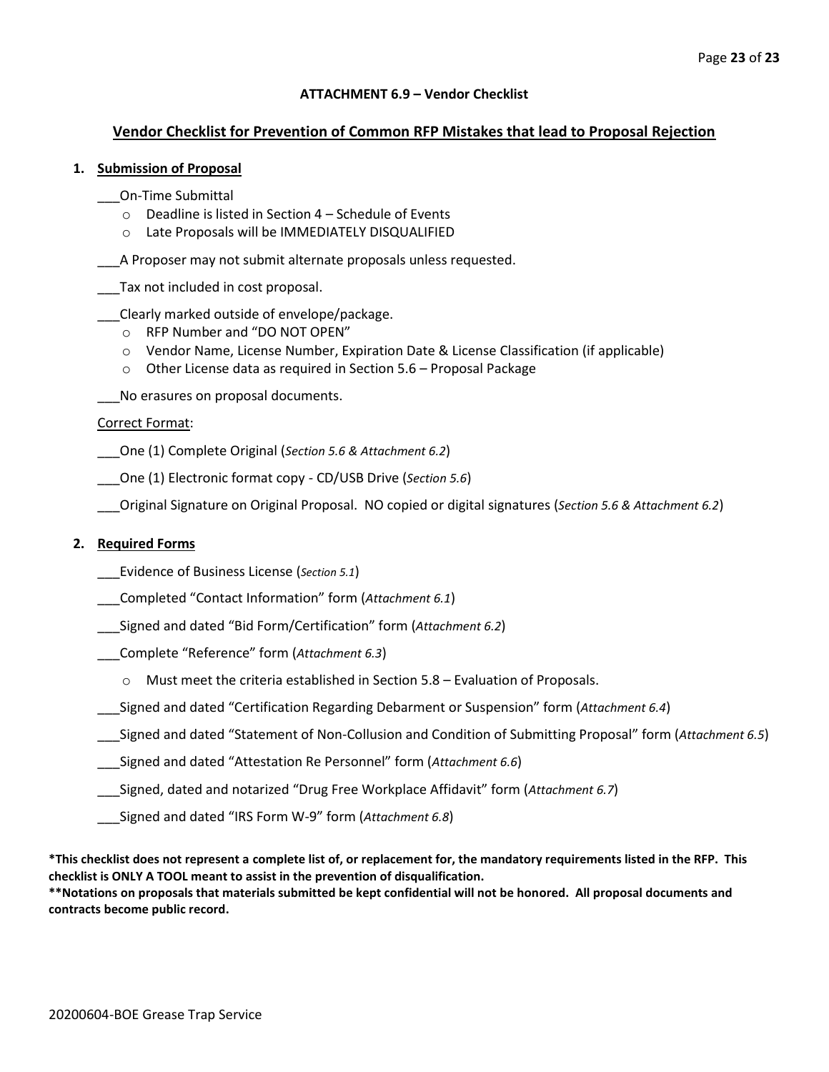**ATTACHMENT 6.9 – Vendor Checklist**

## Vendor Checklist for Prevention of Common RFP Mistakes that lead to Proposal Rejection

1. **Submission of Proposal**

___On-Time Submittal
- Deadline is listed in Section 4 – Schedule of Events
- Late Proposals will be IMMEDIATELY DISQUALIFIED

___A Proposer may not submit alternate proposals unless requested.

___Tax not included in cost proposal.

___Clearly marked outside of envelope/package.
- RFP Number and "DO NOT OPEN"
- Vendor Name, License Number, Expiration Date & License Classification (if applicable)
- Other License data as required in Section 5.6 – Proposal Package

___No erasures on proposal documents.

Correct Format:

___One (1) Complete Original (*Section 5.6 & Attachment 6.2*)

___One (1) Electronic format copy - CD/USB Drive (*Section 5.6*)

___Original Signature on Original Proposal. NO copied or digital signatures (*Section 5.6 & Attachment 6.2*)

2. **Required Forms**

___Evidence of Business License (*Section 5.1*)

___Completed "Contact Information" form (*Attachment 6.1*)

___Signed and dated "Bid Form/Certification" form (*Attachment 6.2*)

___Complete "Reference" form (*Attachment 6.3*)
- Must meet the criteria established in Section 5.8 – Evaluation of Proposals.

___Signed and dated "Certification Regarding Debarment or Suspension" form (*Attachment 6.4*)

___Signed and dated "Statement of Non-Collusion and Condition of Submitting Proposal" form (*Attachment 6.5*)

___Signed and dated "Attestation Re Personnel" form (*Attachment 6.6*)

___Signed, dated and notarized "Drug Free Workplace Affidavit" form (*Attachment 6.7*)

___Signed and dated "IRS Form W-9" form (*Attachment 6.8*)

**\*This checklist does not represent a complete list of, or replacement for, the mandatory requirements listed in the RFP. This checklist is ONLY A TOOL meant to assist in the prevention of disqualification.**
**\*\*Notations on proposals that materials submitted be kept confidential will not be honored. All proposal documents and contracts become public record.**